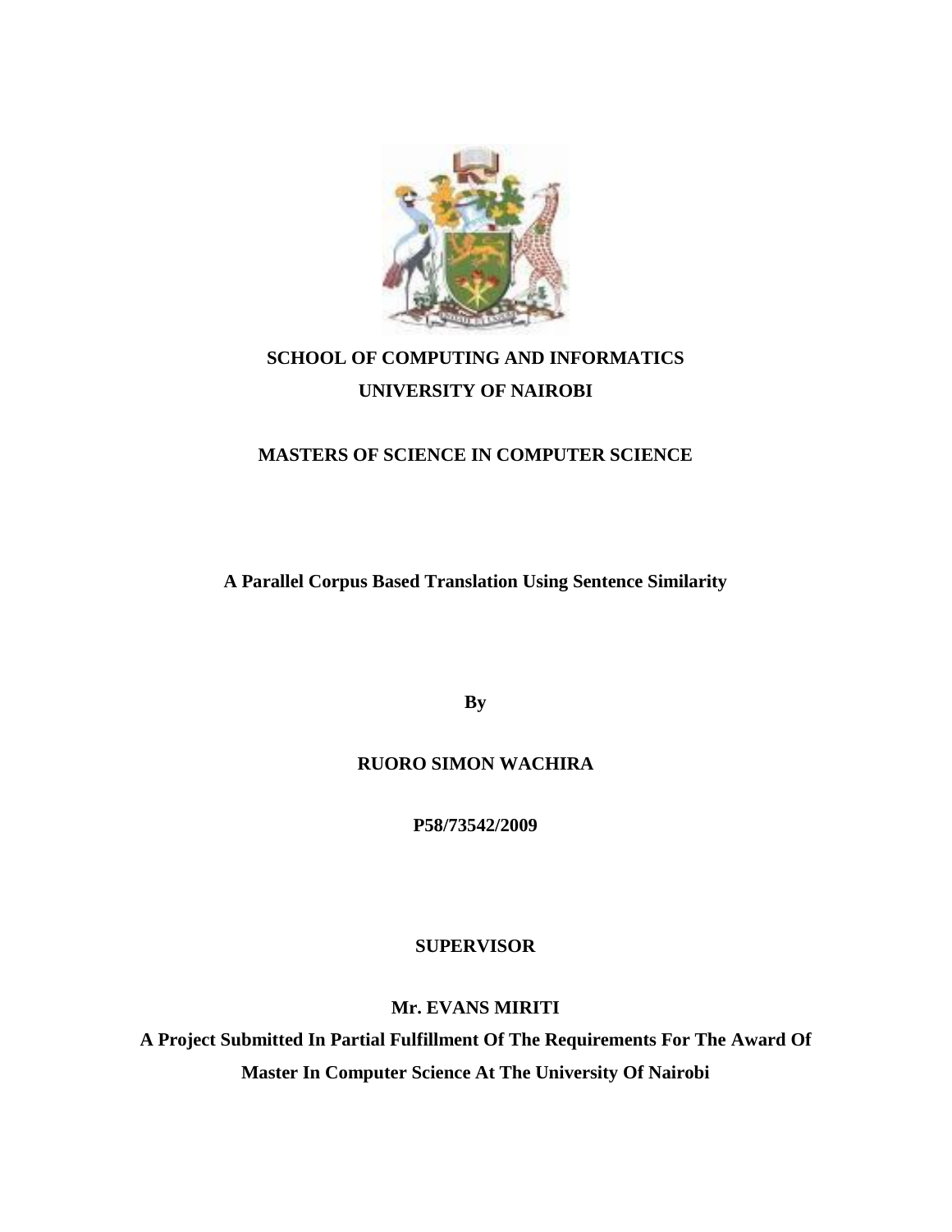**SCHOOL OF COMPUTING AND INFORMATICS**

**UNIVERSITY OF NAIROBI**

**MASTERS OF SCIENCE IN COMPUTER SCIENCE**

# A Parallel Corpus Based Translation Using Sentence Similarity

**By**

**RUORO SIMON WACHIRA**

**P58/73542/2009**

**SUPERVISOR**

**Mr. EVANS MIRITI**

**A Project Submitted In Partial Fulfillment Of The Requirements For The Award Of Master In Computer Science At The University Of Nairobi**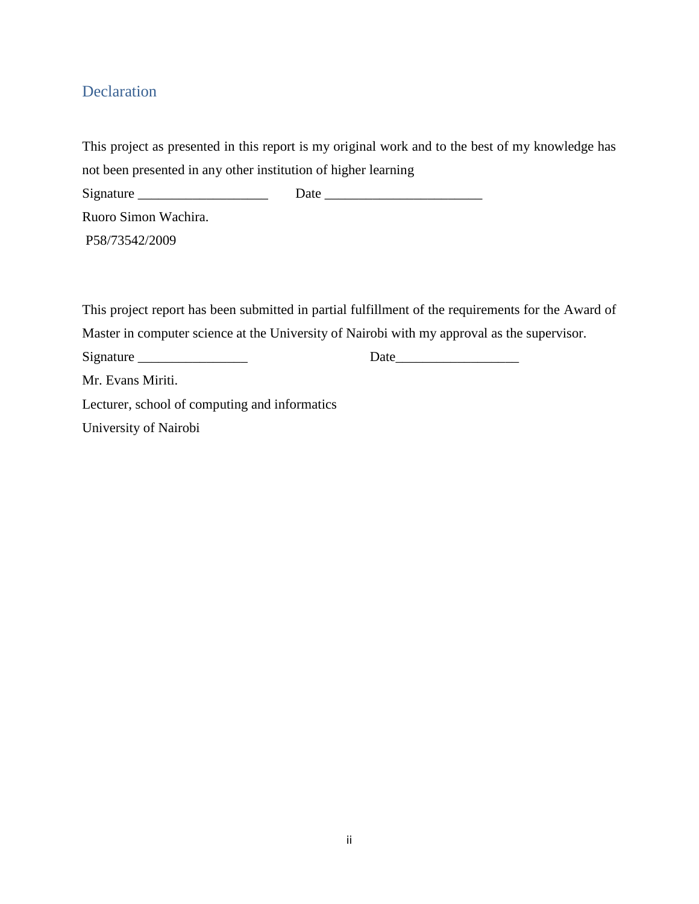## Declaration

This project as presented in this report is my original work and to the best of my knowledge has not been presented in any other institution of higher learning

Signature ___________________ Date _______________________

Ruoro Simon Wachira.

P58/73542/2009

This project report has been submitted in partial fulfillment of the requirements for the Award of Master in computer science at the University of Nairobi with my approval as the supervisor.

Signature ________________ Date__________________

Mr. Evans Miriti.

Lecturer, school of computing and informatics

University of Nairobi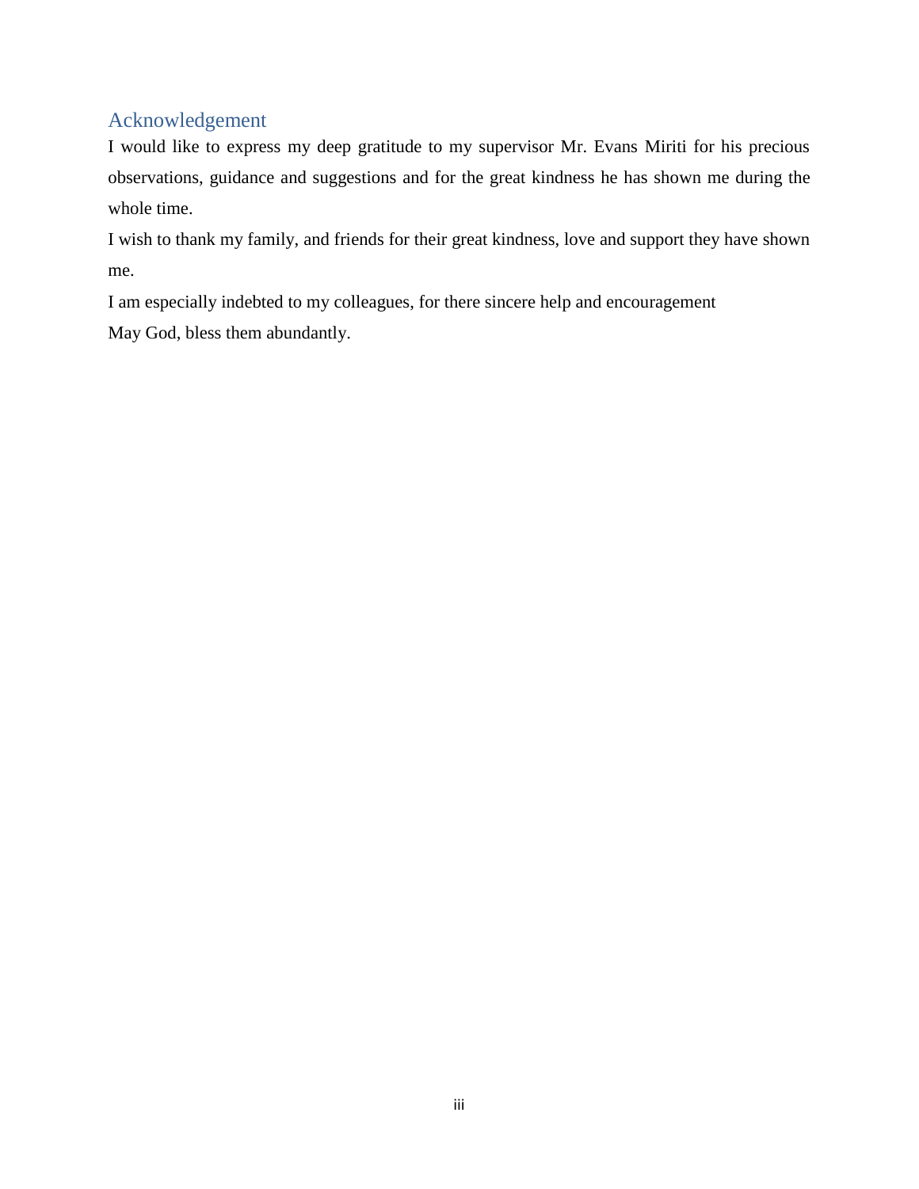# Acknowledgement

I would like to express my deep gratitude to my supervisor Mr. Evans Miriti for his precious observations, guidance and suggestions and for the great kindness he has shown me during the whole time.

I wish to thank my family, and friends for their great kindness, love and support they have shown me.

I am especially indebted to my colleagues, for there sincere help and encouragement

May God, bless them abundantly.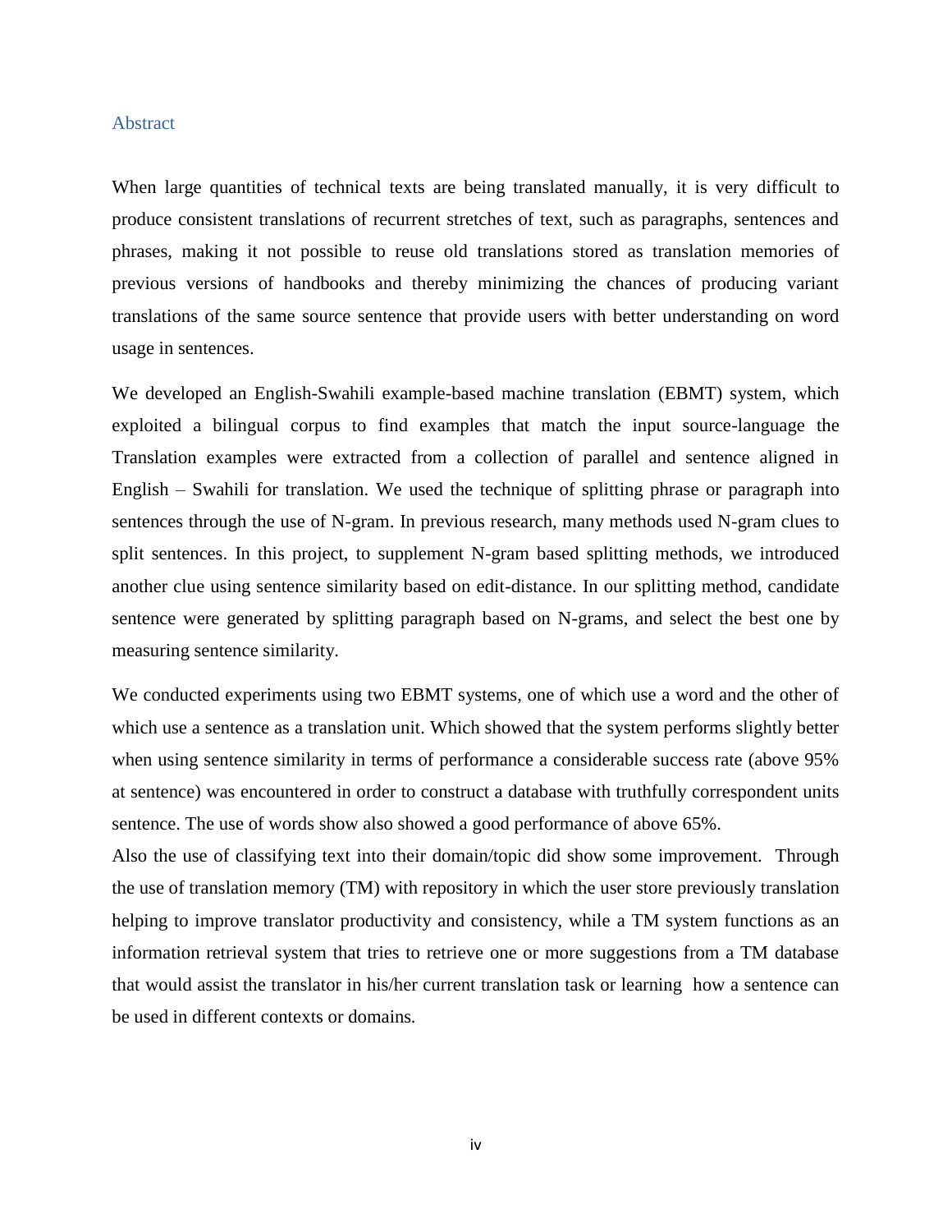## Abstract

When large quantities of technical texts are being translated manually, it is very difficult to produce consistent translations of recurrent stretches of text, such as paragraphs, sentences and phrases, making it not possible to reuse old translations stored as translation memories of previous versions of handbooks and thereby minimizing the chances of producing variant translations of the same source sentence that provide users with better understanding on word usage in sentences.

We developed an English-Swahili example-based machine translation (EBMT) system, which exploited a bilingual corpus to find examples that match the input source-language the Translation examples were extracted from a collection of parallel and sentence aligned in English – Swahili for translation. We used the technique of splitting phrase or paragraph into sentences through the use of N-gram. In previous research, many methods used N-gram clues to split sentences. In this project, to supplement N-gram based splitting methods, we introduced another clue using sentence similarity based on edit-distance. In our splitting method, candidate sentence were generated by splitting paragraph based on N-grams, and select the best one by measuring sentence similarity.

We conducted experiments using two EBMT systems, one of which use a word and the other of which use a sentence as a translation unit. Which showed that the system performs slightly better when using sentence similarity in terms of performance a considerable success rate (above 95% at sentence) was encountered in order to construct a database with truthfully correspondent units sentence. The use of words show also showed a good performance of above 65%.

Also the use of classifying text into their domain/topic did show some improvement. Through the use of translation memory (TM) with repository in which the user store previously translation helping to improve translator productivity and consistency, while a TM system functions as an information retrieval system that tries to retrieve one or more suggestions from a TM database that would assist the translator in his/her current translation task or learning how a sentence can be used in different contexts or domains.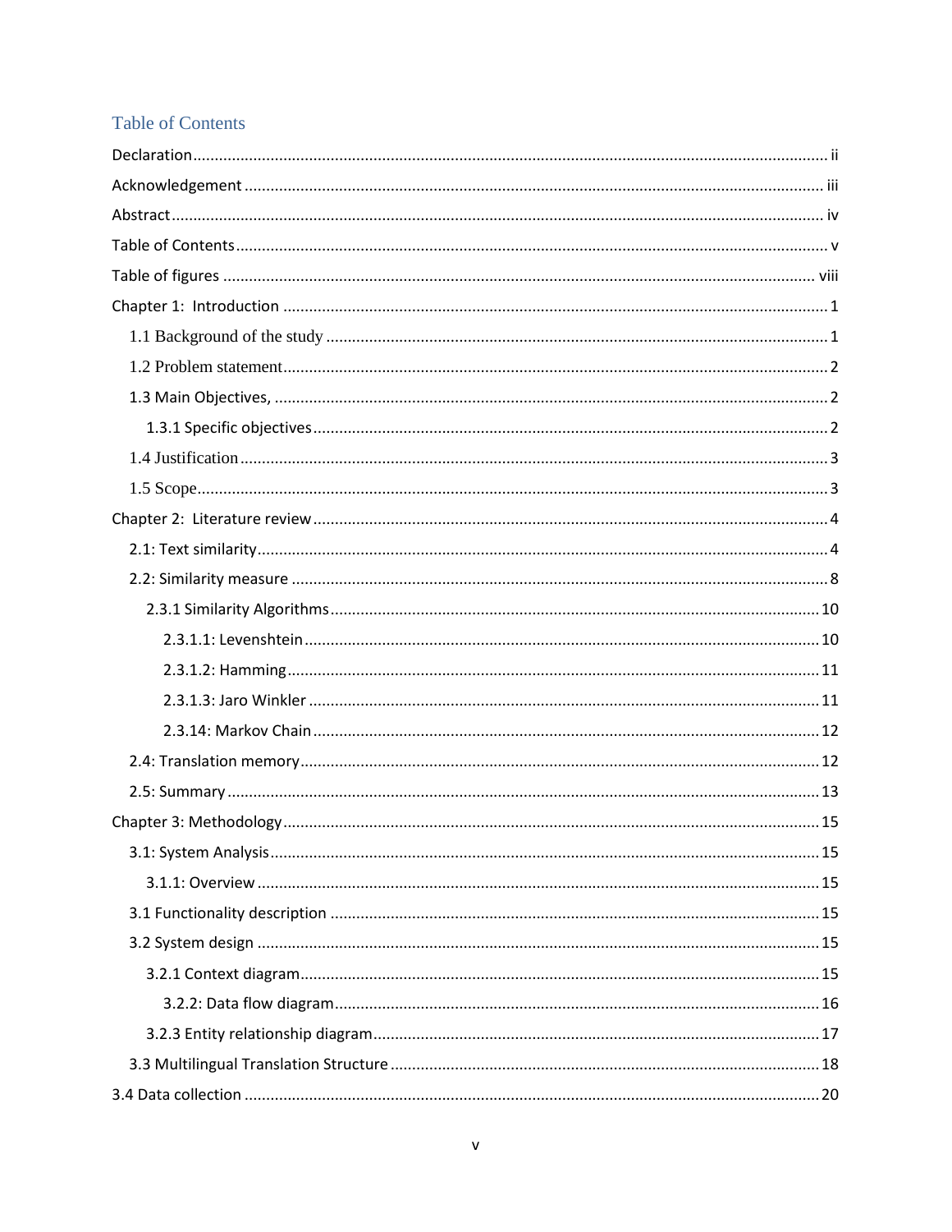# Table of Contents

Declaration ........ ii

Acknowledgement ........ iii

Abstract ........ iv

Table of Contents ........ v

Table of figures ........ viii

Chapter 1: Introduction ........ 1

- 1.1 Background of the study ........ 1
- 1.2 Problem statement ........ 2
- 1.3 Main Objectives, ........ 2
  - 1.3.1 Specific objectives ........ 2
- 1.4 Justification ........ 3
- 1.5 Scope ........ 3

Chapter 2: Literature review ........ 4

- 2.1: Text similarity ........ 4
- 2.2: Similarity measure ........ 8
  - 2.3.1 Similarity Algorithms ........ 10
    - 2.3.1.1: Levenshtein ........ 10
    - 2.3.1.2: Hamming ........ 11
    - 2.3.1.3: Jaro Winkler ........ 11
    - 2.3.14: Markov Chain ........ 12
- 2.4: Translation memory ........ 12
- 2.5: Summary ........ 13

Chapter 3: Methodology ........ 15

- 3.1: System Analysis ........ 15
  - 3.1.1: Overview ........ 15
- 3.1 Functionality description ........ 15
- 3.2 System design ........ 15
  - 3.2.1 Context diagram ........ 15
    - 3.2.2: Data flow diagram ........ 16
  - 3.2.3 Entity relationship diagram ........ 17
- 3.3 Multilingual Translation Structure ........ 18

3.4 Data collection ........ 20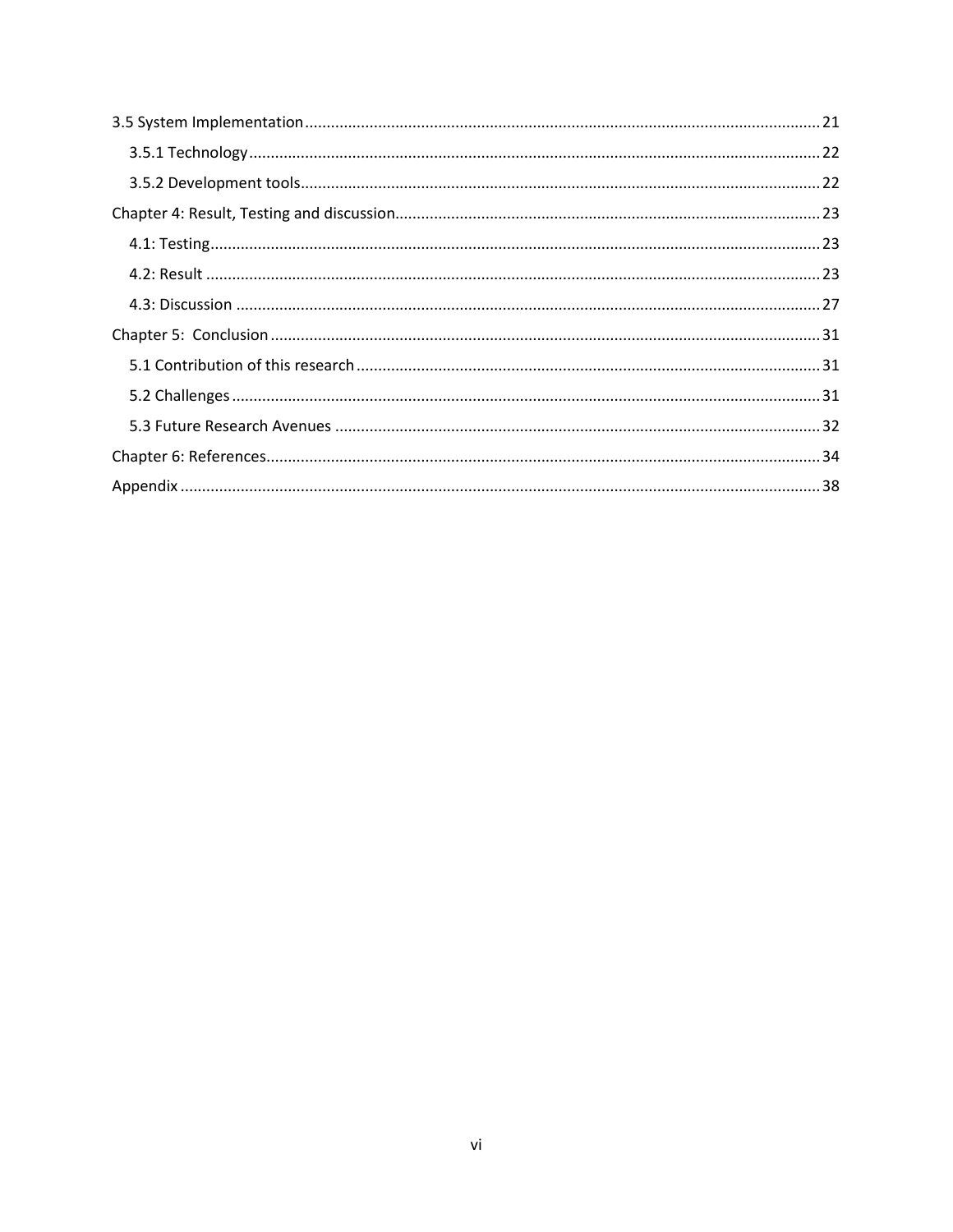3.5 System Implementation ..... 21

3.5.1 Technology ..... 22

3.5.2 Development tools ..... 22

Chapter 4: Result, Testing and discussion ..... 23

4.1: Testing ..... 23

4.2: Result ..... 23

4.3: Discussion ..... 27

Chapter 5: Conclusion ..... 31

5.1 Contribution of this research ..... 31

5.2 Challenges ..... 31

5.3 Future Research Avenues ..... 32

Chapter 6: References ..... 34

Appendix ..... 38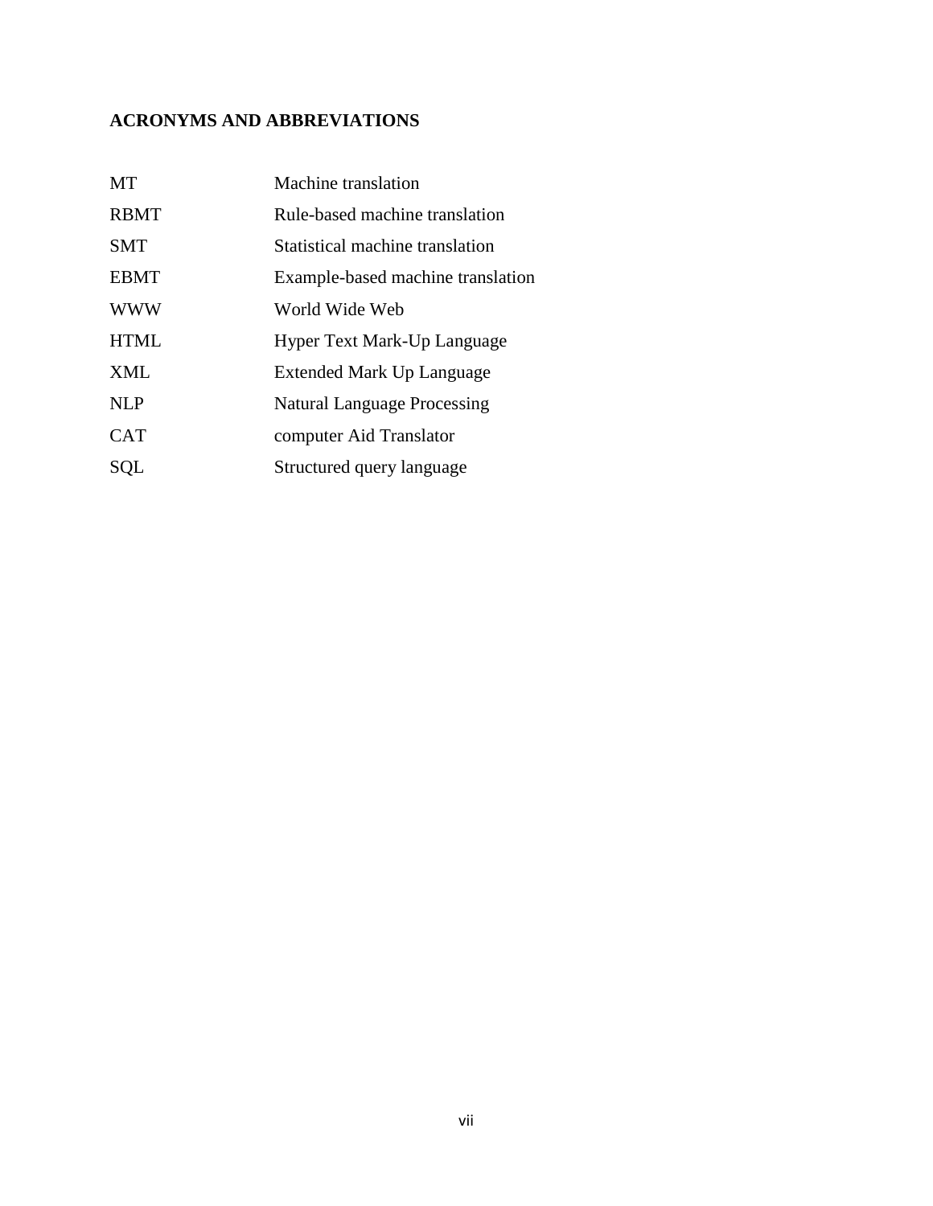## ACRONYMS AND ABBREVIATIONS

| | |
|---|---|
| MT | Machine translation |
| RBMT | Rule-based machine translation |
| SMT | Statistical machine translation |
| EBMT | Example-based machine translation |
| WWW | World Wide Web |
| HTML | Hyper Text Mark-Up Language |
| XML | Extended Mark Up Language |
| NLP | Natural Language Processing |
| CAT | computer Aid Translator |
| SQL | Structured query language |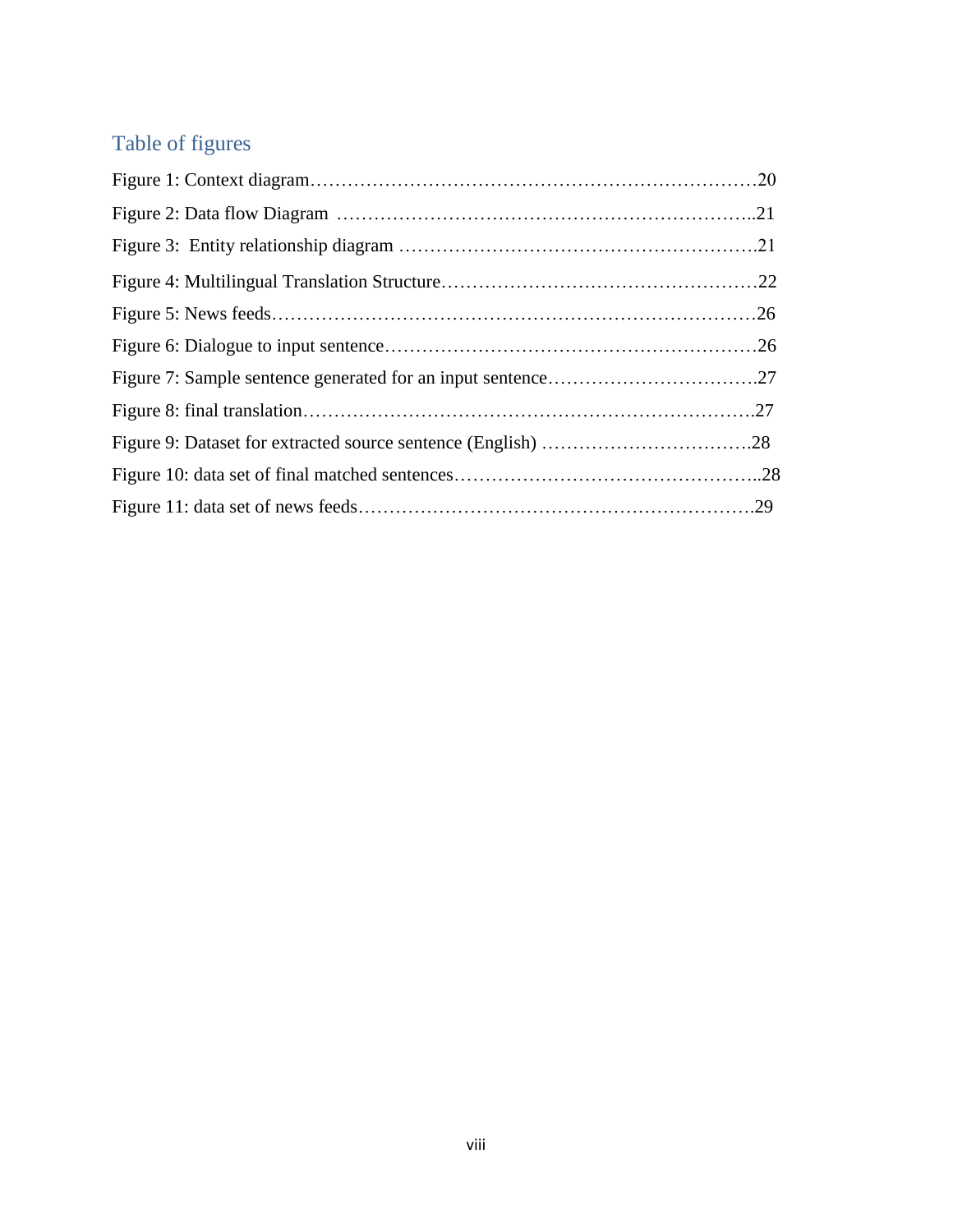# Table of figures

Figure 1: Context diagram……………………………………………………………………20

Figure 2: Data flow Diagram …………………………………………………………..21

Figure 3: Entity relationship diagram ………………………………………………….21

Figure 4: Multilingual Translation Structure……………………………………………22

Figure 5: News feeds…………………………………………………………………26

Figure 6: Dialogue to input sentence…………………………………………………26

Figure 7: Sample sentence generated for an input sentence…………………………….27

Figure 8: final translation……………………………………………………………….27

Figure 9: Dataset for extracted source sentence (English) …………………………….28

Figure 10: data set of final matched sentences………………………………………..28

Figure 11: data set of news feeds………………………………………………………29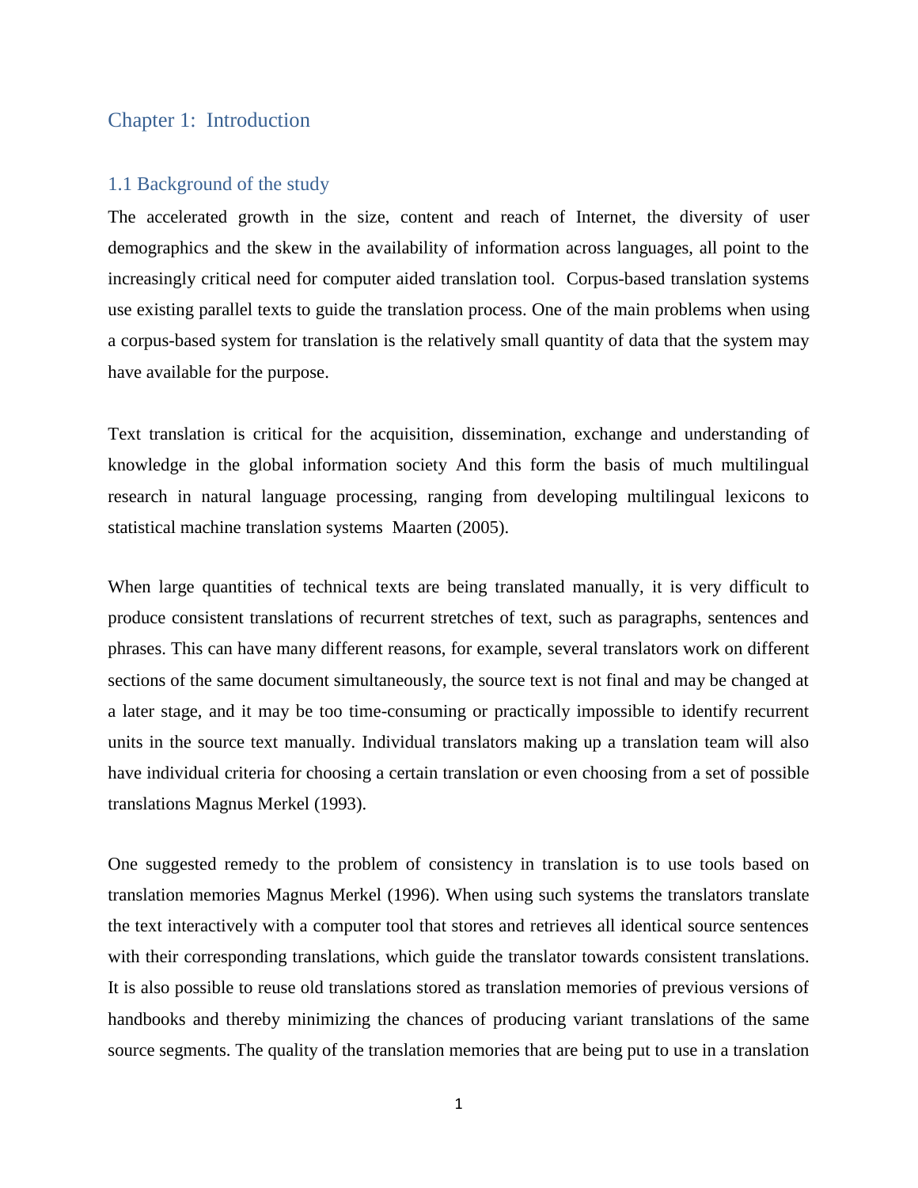# Chapter 1: Introduction

## 1.1 Background of the study

The accelerated growth in the size, content and reach of Internet, the diversity of user demographics and the skew in the availability of information across languages, all point to the increasingly critical need for computer aided translation tool. Corpus-based translation systems use existing parallel texts to guide the translation process. One of the main problems when using a corpus-based system for translation is the relatively small quantity of data that the system may have available for the purpose.

Text translation is critical for the acquisition, dissemination, exchange and understanding of knowledge in the global information society And this form the basis of much multilingual research in natural language processing, ranging from developing multilingual lexicons to statistical machine translation systems Maarten (2005).

When large quantities of technical texts are being translated manually, it is very difficult to produce consistent translations of recurrent stretches of text, such as paragraphs, sentences and phrases. This can have many different reasons, for example, several translators work on different sections of the same document simultaneously, the source text is not final and may be changed at a later stage, and it may be too time-consuming or practically impossible to identify recurrent units in the source text manually. Individual translators making up a translation team will also have individual criteria for choosing a certain translation or even choosing from a set of possible translations Magnus Merkel (1993).

One suggested remedy to the problem of consistency in translation is to use tools based on translation memories Magnus Merkel (1996). When using such systems the translators translate the text interactively with a computer tool that stores and retrieves all identical source sentences with their corresponding translations, which guide the translator towards consistent translations. It is also possible to reuse old translations stored as translation memories of previous versions of handbooks and thereby minimizing the chances of producing variant translations of the same source segments. The quality of the translation memories that are being put to use in a translation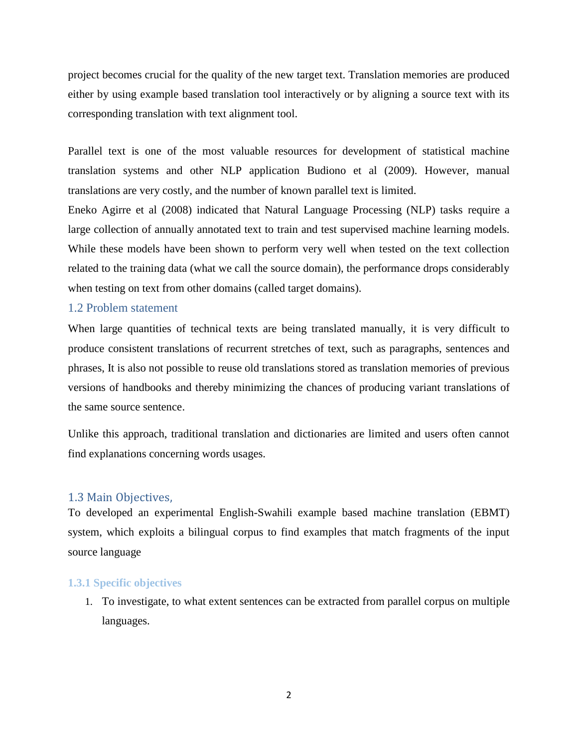project becomes crucial for the quality of the new target text. Translation memories are produced either by using example based translation tool interactively or by aligning a source text with its corresponding translation with text alignment tool.

Parallel text is one of the most valuable resources for development of statistical machine translation systems and other NLP application Budiono et al (2009). However, manual translations are very costly, and the number of known parallel text is limited.

Eneko Agirre et al (2008) indicated that Natural Language Processing (NLP) tasks require a large collection of annually annotated text to train and test supervised machine learning models. While these models have been shown to perform very well when tested on the text collection related to the training data (what we call the source domain), the performance drops considerably when testing on text from other domains (called target domains).

## 1.2 Problem statement

When large quantities of technical texts are being translated manually, it is very difficult to produce consistent translations of recurrent stretches of text, such as paragraphs, sentences and phrases, It is also not possible to reuse old translations stored as translation memories of previous versions of handbooks and thereby minimizing the chances of producing variant translations of the same source sentence.

Unlike this approach, traditional translation and dictionaries are limited and users often cannot find explanations concerning words usages.

## 1.3 Main Objectives,

To developed an experimental English-Swahili example based machine translation (EBMT) system, which exploits a bilingual corpus to find examples that match fragments of the input source language

### 1.3.1 Specific objectives

1. To investigate, to what extent sentences can be extracted from parallel corpus on multiple languages.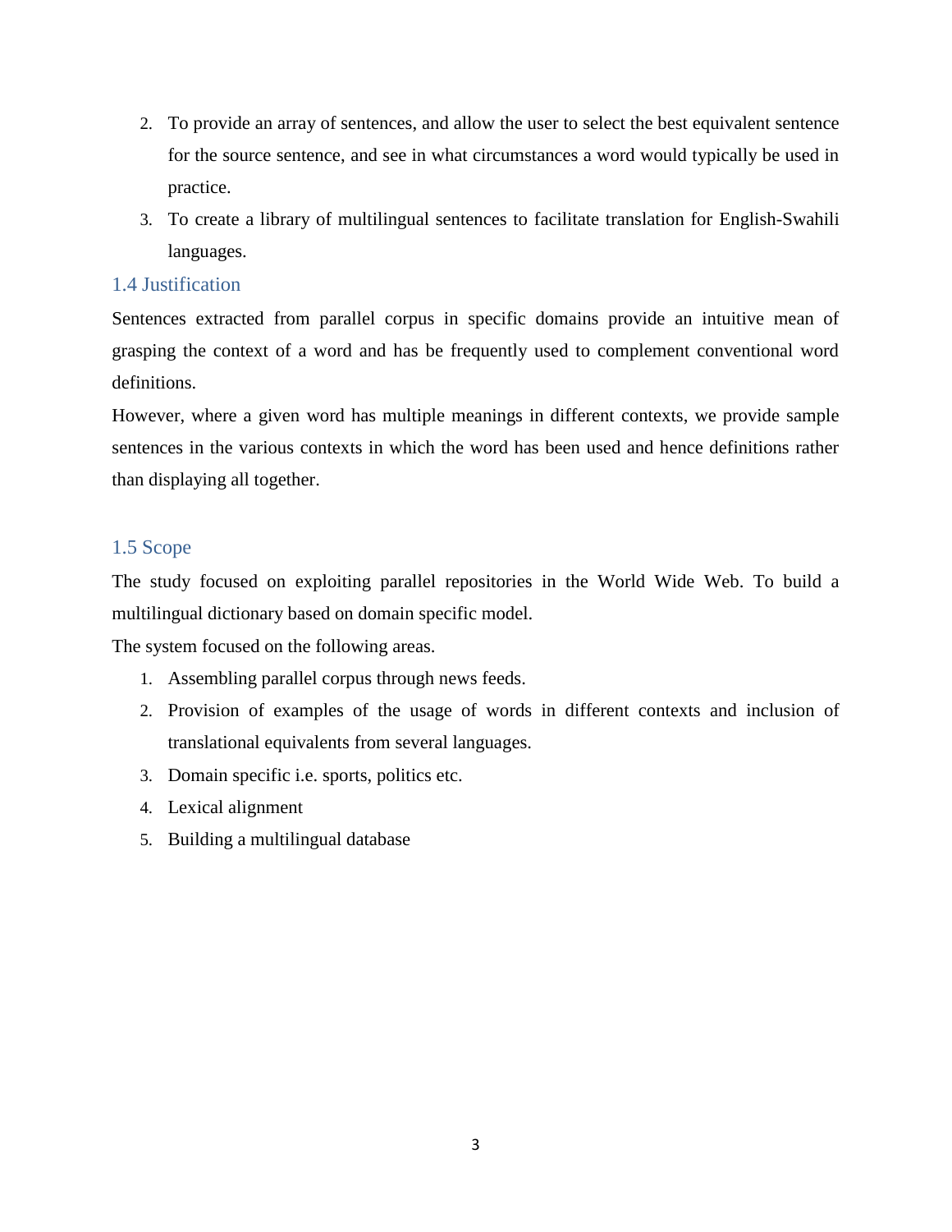2. To provide an array of sentences, and allow the user to select the best equivalent sentence for the source sentence, and see in what circumstances a word would typically be used in practice.
3. To create a library of multilingual sentences to facilitate translation for English-Swahili languages.

### 1.4 Justification

Sentences extracted from parallel corpus in specific domains provide an intuitive mean of grasping the context of a word and has be frequently used to complement conventional word definitions.

However, where a given word has multiple meanings in different contexts, we provide sample sentences in the various contexts in which the word has been used and hence definitions rather than displaying all together.

### 1.5 Scope

The study focused on exploiting parallel repositories in the World Wide Web. To build a multilingual dictionary based on domain specific model.

The system focused on the following areas.

1. Assembling parallel corpus through news feeds.
2. Provision of examples of the usage of words in different contexts and inclusion of translational equivalents from several languages.
3. Domain specific i.e. sports, politics etc.
4. Lexical alignment
5. Building a multilingual database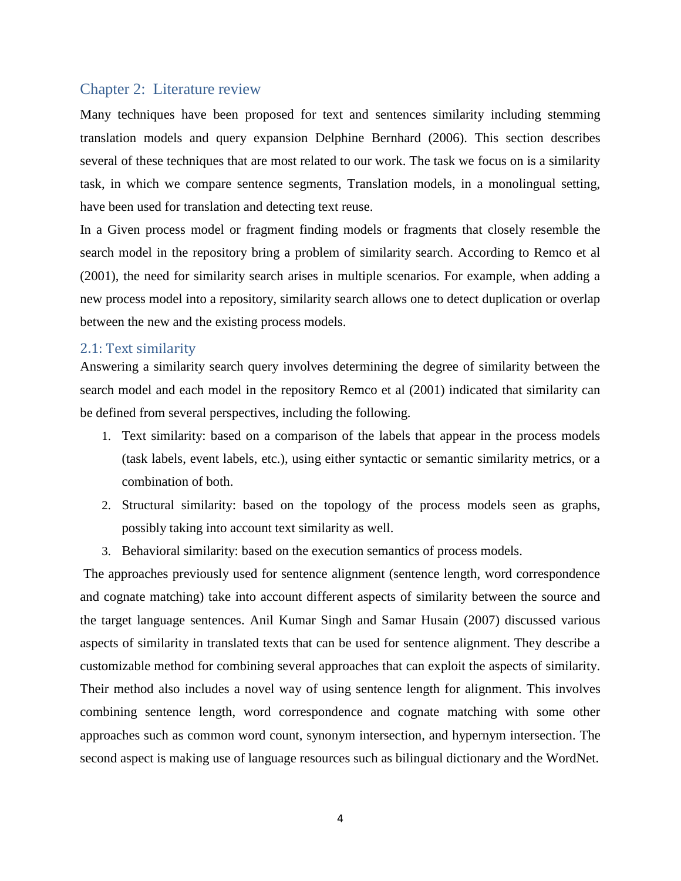## Chapter 2: Literature review

Many techniques have been proposed for text and sentences similarity including stemming translation models and query expansion Delphine Bernhard (2006). This section describes several of these techniques that are most related to our work. The task we focus on is a similarity task, in which we compare sentence segments, Translation models, in a monolingual setting, have been used for translation and detecting text reuse.

In a Given process model or fragment finding models or fragments that closely resemble the search model in the repository bring a problem of similarity search. According to Remco et al (2001), the need for similarity search arises in multiple scenarios. For example, when adding a new process model into a repository, similarity search allows one to detect duplication or overlap between the new and the existing process models.

### 2.1: Text similarity

Answering a similarity search query involves determining the degree of similarity between the search model and each model in the repository Remco et al (2001) indicated that similarity can be defined from several perspectives, including the following.

1. Text similarity: based on a comparison of the labels that appear in the process models (task labels, event labels, etc.), using either syntactic or semantic similarity metrics, or a combination of both.
2. Structural similarity: based on the topology of the process models seen as graphs, possibly taking into account text similarity as well.
3. Behavioral similarity: based on the execution semantics of process models.

The approaches previously used for sentence alignment (sentence length, word correspondence and cognate matching) take into account different aspects of similarity between the source and the target language sentences. Anil Kumar Singh and Samar Husain (2007) discussed various aspects of similarity in translated texts that can be used for sentence alignment. They describe a customizable method for combining several approaches that can exploit the aspects of similarity. Their method also includes a novel way of using sentence length for alignment. This involves combining sentence length, word correspondence and cognate matching with some other approaches such as common word count, synonym intersection, and hypernym intersection. The second aspect is making use of language resources such as bilingual dictionary and the WordNet.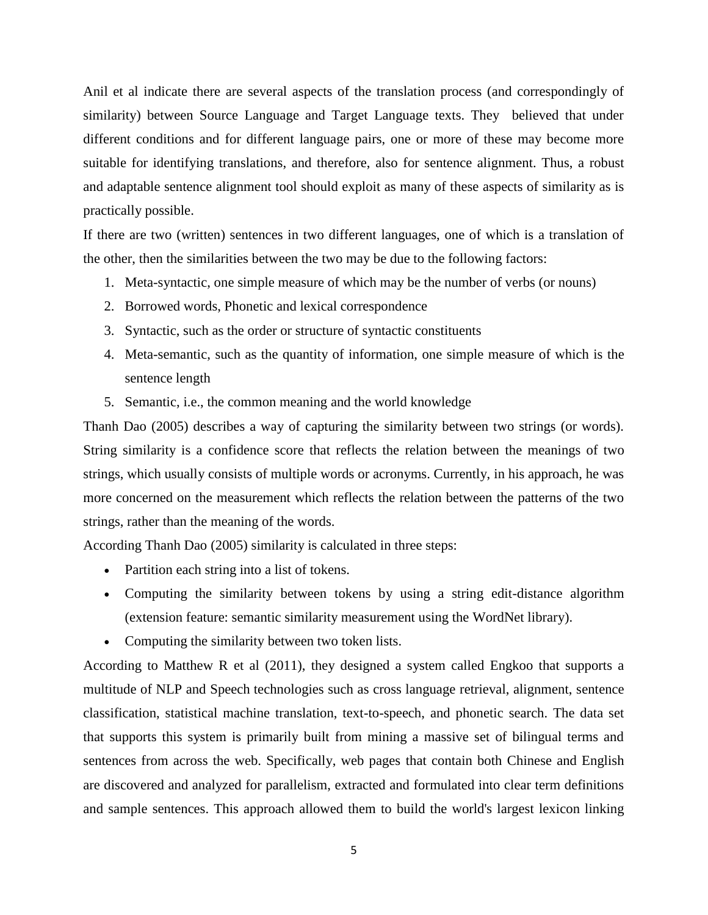Anil et al indicate there are several aspects of the translation process (and correspondingly of similarity) between Source Language and Target Language texts. They believed that under different conditions and for different language pairs, one or more of these may become more suitable for identifying translations, and therefore, also for sentence alignment. Thus, a robust and adaptable sentence alignment tool should exploit as many of these aspects of similarity as is practically possible.

If there are two (written) sentences in two different languages, one of which is a translation of the other, then the similarities between the two may be due to the following factors:

1. Meta-syntactic, one simple measure of which may be the number of verbs (or nouns)
2. Borrowed words, Phonetic and lexical correspondence
3. Syntactic, such as the order or structure of syntactic constituents
4. Meta-semantic, such as the quantity of information, one simple measure of which is the sentence length
5. Semantic, i.e., the common meaning and the world knowledge

Thanh Dao (2005) describes a way of capturing the similarity between two strings (or words). String similarity is a confidence score that reflects the relation between the meanings of two strings, which usually consists of multiple words or acronyms. Currently, in his approach, he was more concerned on the measurement which reflects the relation between the patterns of the two strings, rather than the meaning of the words.

According Thanh Dao (2005) similarity is calculated in three steps:

- Partition each string into a list of tokens.
- Computing the similarity between tokens by using a string edit-distance algorithm (extension feature: semantic similarity measurement using the WordNet library).
- Computing the similarity between two token lists.

According to Matthew R et al (2011), they designed a system called Engkoo that supports a multitude of NLP and Speech technologies such as cross language retrieval, alignment, sentence classification, statistical machine translation, text-to-speech, and phonetic search. The data set that supports this system is primarily built from mining a massive set of bilingual terms and sentences from across the web. Specifically, web pages that contain both Chinese and English are discovered and analyzed for parallelism, extracted and formulated into clear term definitions and sample sentences. This approach allowed them to build the world's largest lexicon linking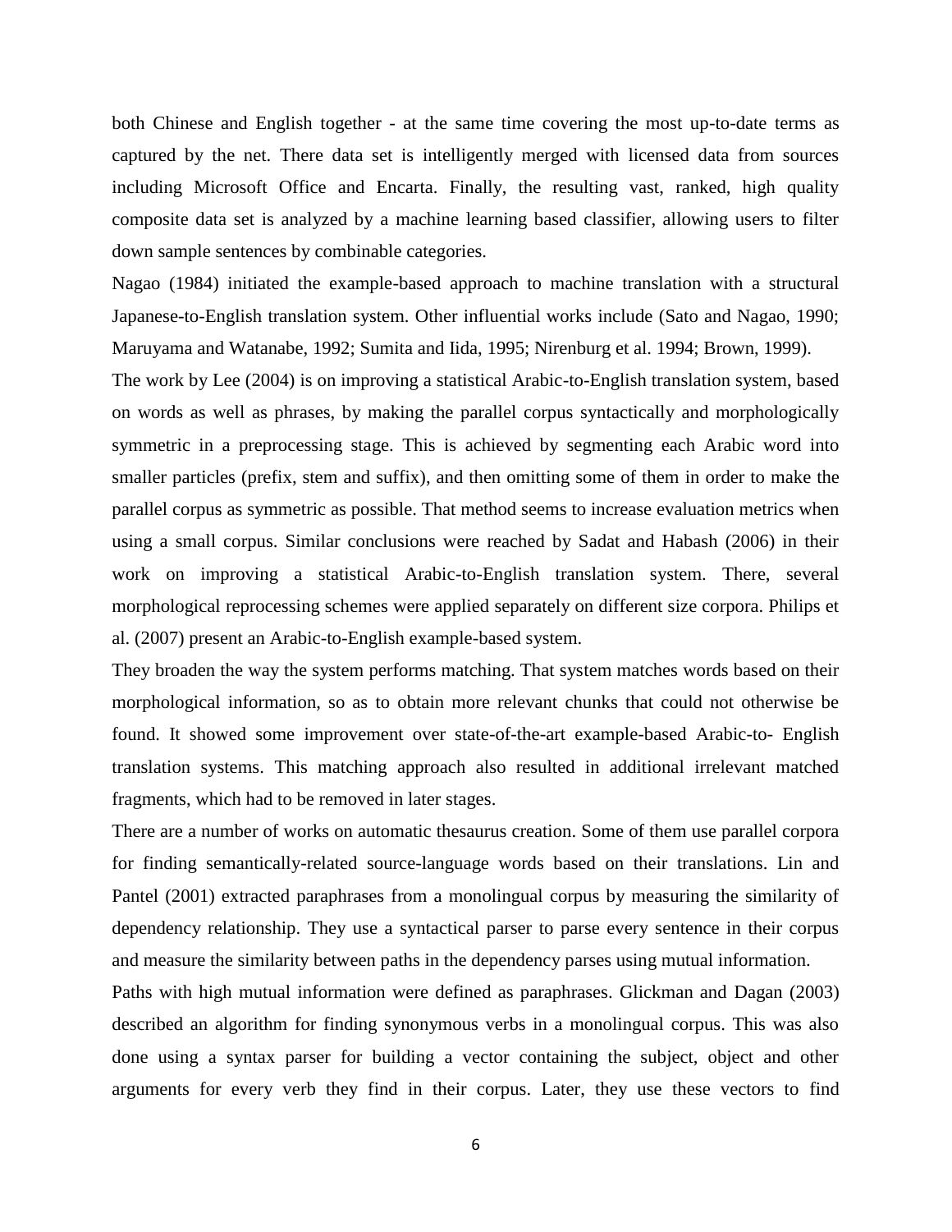both Chinese and English together - at the same time covering the most up-to-date terms as captured by the net. There data set is intelligently merged with licensed data from sources including Microsoft Office and Encarta. Finally, the resulting vast, ranked, high quality composite data set is analyzed by a machine learning based classifier, allowing users to filter down sample sentences by combinable categories.

Nagao (1984) initiated the example-based approach to machine translation with a structural Japanese-to-English translation system. Other influential works include (Sato and Nagao, 1990; Maruyama and Watanabe, 1992; Sumita and Iida, 1995; Nirenburg et al. 1994; Brown, 1999).

The work by Lee (2004) is on improving a statistical Arabic-to-English translation system, based on words as well as phrases, by making the parallel corpus syntactically and morphologically symmetric in a preprocessing stage. This is achieved by segmenting each Arabic word into smaller particles (prefix, stem and suffix), and then omitting some of them in order to make the parallel corpus as symmetric as possible. That method seems to increase evaluation metrics when using a small corpus. Similar conclusions were reached by Sadat and Habash (2006) in their work on improving a statistical Arabic-to-English translation system. There, several morphological reprocessing schemes were applied separately on different size corpora. Philips et al. (2007) present an Arabic-to-English example-based system.

They broaden the way the system performs matching. That system matches words based on their morphological information, so as to obtain more relevant chunks that could not otherwise be found. It showed some improvement over state-of-the-art example-based Arabic-to- English translation systems. This matching approach also resulted in additional irrelevant matched fragments, which had to be removed in later stages.

There are a number of works on automatic thesaurus creation. Some of them use parallel corpora for finding semantically-related source-language words based on their translations. Lin and Pantel (2001) extracted paraphrases from a monolingual corpus by measuring the similarity of dependency relationship. They use a syntactical parser to parse every sentence in their corpus and measure the similarity between paths in the dependency parses using mutual information.

Paths with high mutual information were defined as paraphrases. Glickman and Dagan (2003) described an algorithm for finding synonymous verbs in a monolingual corpus. This was also done using a syntax parser for building a vector containing the subject, object and other arguments for every verb they find in their corpus. Later, they use these vectors to find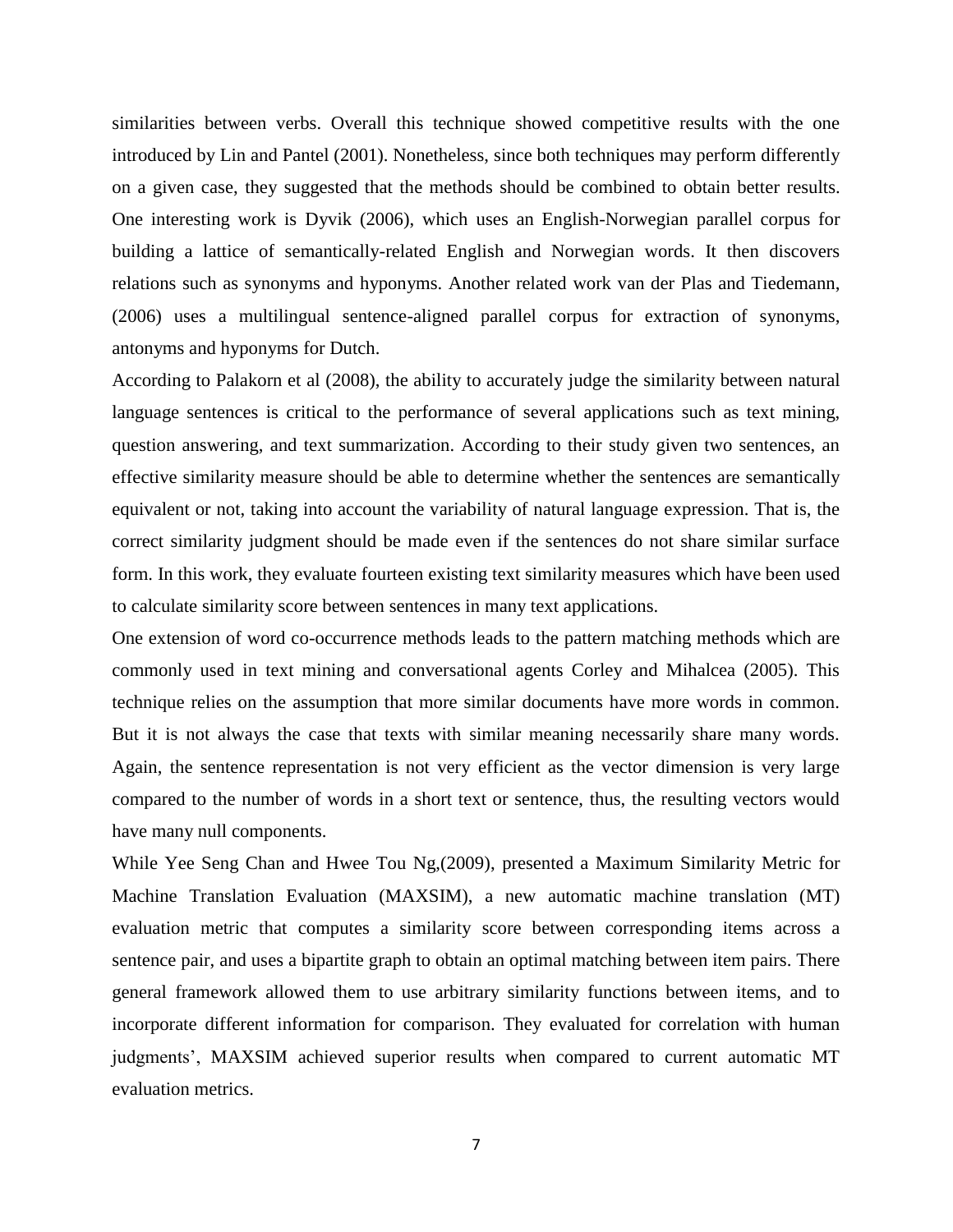similarities between verbs. Overall this technique showed competitive results with the one introduced by Lin and Pantel (2001). Nonetheless, since both techniques may perform differently on a given case, they suggested that the methods should be combined to obtain better results. One interesting work is Dyvik (2006), which uses an English-Norwegian parallel corpus for building a lattice of semantically-related English and Norwegian words. It then discovers relations such as synonyms and hyponyms. Another related work van der Plas and Tiedemann, (2006) uses a multilingual sentence-aligned parallel corpus for extraction of synonyms, antonyms and hyponyms for Dutch.

According to Palakorn et al (2008), the ability to accurately judge the similarity between natural language sentences is critical to the performance of several applications such as text mining, question answering, and text summarization. According to their study given two sentences, an effective similarity measure should be able to determine whether the sentences are semantically equivalent or not, taking into account the variability of natural language expression. That is, the correct similarity judgment should be made even if the sentences do not share similar surface form. In this work, they evaluate fourteen existing text similarity measures which have been used to calculate similarity score between sentences in many text applications.

One extension of word co-occurrence methods leads to the pattern matching methods which are commonly used in text mining and conversational agents Corley and Mihalcea (2005). This technique relies on the assumption that more similar documents have more words in common. But it is not always the case that texts with similar meaning necessarily share many words. Again, the sentence representation is not very efficient as the vector dimension is very large compared to the number of words in a short text or sentence, thus, the resulting vectors would have many null components.

While Yee Seng Chan and Hwee Tou Ng,(2009), presented a Maximum Similarity Metric for Machine Translation Evaluation (MAXSIM), a new automatic machine translation (MT) evaluation metric that computes a similarity score between corresponding items across a sentence pair, and uses a bipartite graph to obtain an optimal matching between item pairs. There general framework allowed them to use arbitrary similarity functions between items, and to incorporate different information for comparison. They evaluated for correlation with human judgments', MAXSIM achieved superior results when compared to current automatic MT evaluation metrics.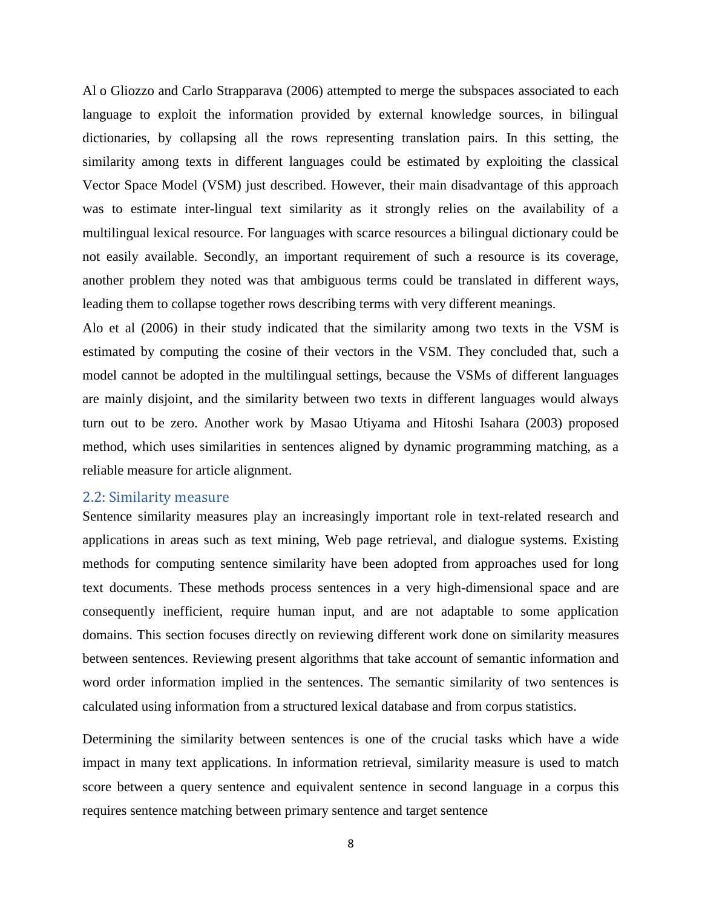Al o Gliozzo and Carlo Strapparava (2006) attempted to merge the subspaces associated to each language to exploit the information provided by external knowledge sources, in bilingual dictionaries, by collapsing all the rows representing translation pairs. In this setting, the similarity among texts in different languages could be estimated by exploiting the classical Vector Space Model (VSM) just described. However, their main disadvantage of this approach was to estimate inter-lingual text similarity as it strongly relies on the availability of a multilingual lexical resource. For languages with scarce resources a bilingual dictionary could be not easily available. Secondly, an important requirement of such a resource is its coverage, another problem they noted was that ambiguous terms could be translated in different ways, leading them to collapse together rows describing terms with very different meanings.

Alo et al (2006) in their study indicated that the similarity among two texts in the VSM is estimated by computing the cosine of their vectors in the VSM. They concluded that, such a model cannot be adopted in the multilingual settings, because the VSMs of different languages are mainly disjoint, and the similarity between two texts in different languages would always turn out to be zero. Another work by Masao Utiyama and Hitoshi Isahara (2003) proposed method, which uses similarities in sentences aligned by dynamic programming matching, as a reliable measure for article alignment.

## 2.2: Similarity measure

Sentence similarity measures play an increasingly important role in text-related research and applications in areas such as text mining, Web page retrieval, and dialogue systems. Existing methods for computing sentence similarity have been adopted from approaches used for long text documents. These methods process sentences in a very high-dimensional space and are consequently inefficient, require human input, and are not adaptable to some application domains. This section focuses directly on reviewing different work done on similarity measures between sentences. Reviewing present algorithms that take account of semantic information and word order information implied in the sentences. The semantic similarity of two sentences is calculated using information from a structured lexical database and from corpus statistics.

Determining the similarity between sentences is one of the crucial tasks which have a wide impact in many text applications. In information retrieval, similarity measure is used to match score between a query sentence and equivalent sentence in second language in a corpus this requires sentence matching between primary sentence and target sentence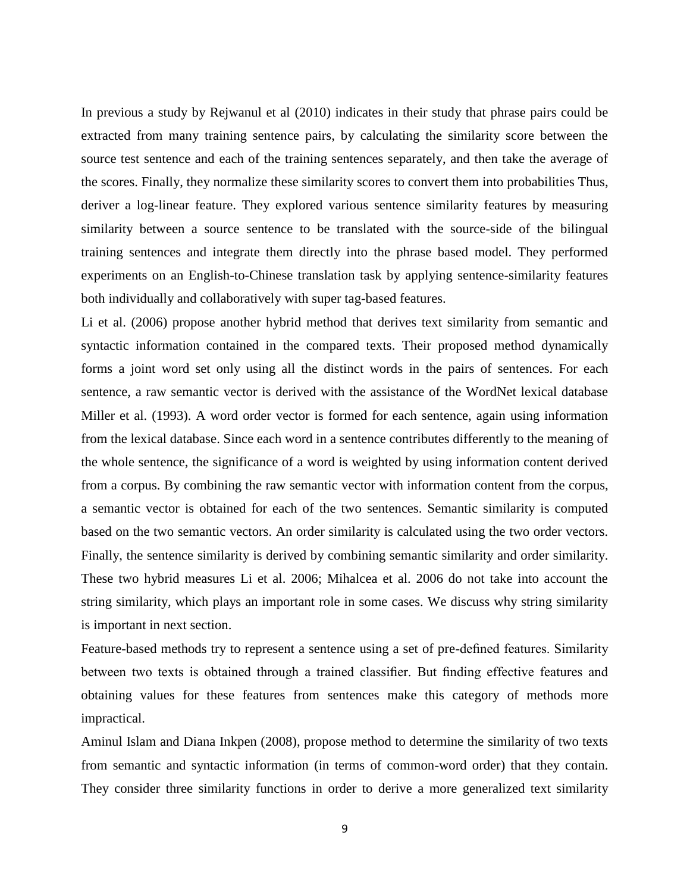In previous a study by Rejwanul et al (2010) indicates in their study that phrase pairs could be extracted from many training sentence pairs, by calculating the similarity score between the source test sentence and each of the training sentences separately, and then take the average of the scores. Finally, they normalize these similarity scores to convert them into probabilities Thus, deriver a log-linear feature. They explored various sentence similarity features by measuring similarity between a source sentence to be translated with the source-side of the bilingual training sentences and integrate them directly into the phrase based model. They performed experiments on an English-to-Chinese translation task by applying sentence-similarity features both individually and collaboratively with super tag-based features.

Li et al. (2006) propose another hybrid method that derives text similarity from semantic and syntactic information contained in the compared texts. Their proposed method dynamically forms a joint word set only using all the distinct words in the pairs of sentences. For each sentence, a raw semantic vector is derived with the assistance of the WordNet lexical database Miller et al. (1993). A word order vector is formed for each sentence, again using information from the lexical database. Since each word in a sentence contributes differently to the meaning of the whole sentence, the significance of a word is weighted by using information content derived from a corpus. By combining the raw semantic vector with information content from the corpus, a semantic vector is obtained for each of the two sentences. Semantic similarity is computed based on the two semantic vectors. An order similarity is calculated using the two order vectors. Finally, the sentence similarity is derived by combining semantic similarity and order similarity. These two hybrid measures Li et al. 2006; Mihalcea et al. 2006 do not take into account the string similarity, which plays an important role in some cases. We discuss why string similarity is important in next section.

Feature-based methods try to represent a sentence using a set of pre-defined features. Similarity between two texts is obtained through a trained classifier. But finding effective features and obtaining values for these features from sentences make this category of methods more impractical.

Aminul Islam and Diana Inkpen (2008), propose method to determine the similarity of two texts from semantic and syntactic information (in terms of common-word order) that they contain. They consider three similarity functions in order to derive a more generalized text similarity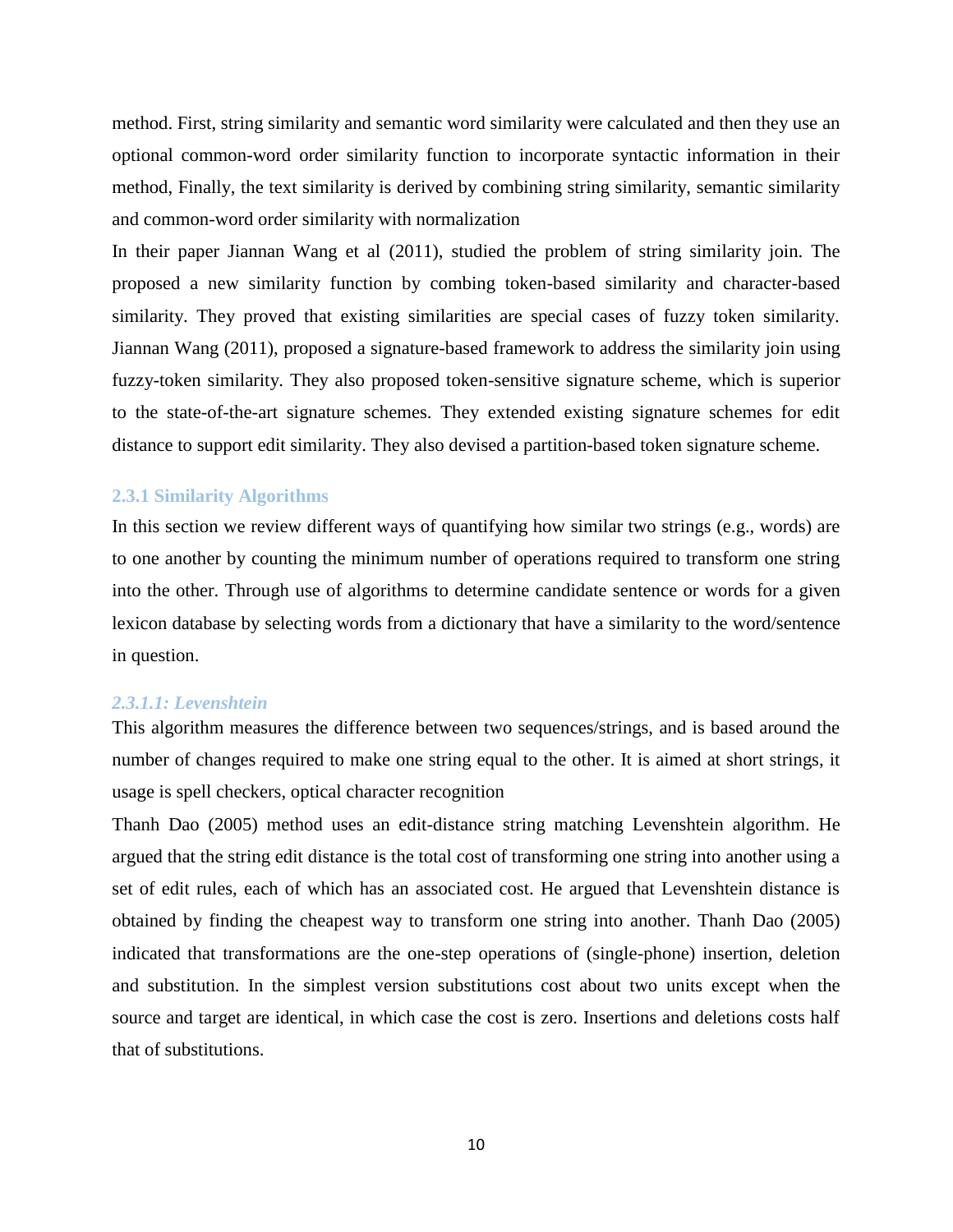method. First, string similarity and semantic word similarity were calculated and then they use an optional common-word order similarity function to incorporate syntactic information in their method, Finally, the text similarity is derived by combining string similarity, semantic similarity and common-word order similarity with normalization

In their paper Jiannan Wang et al (2011), studied the problem of string similarity join. The proposed a new similarity function by combing token-based similarity and character-based similarity. They proved that existing similarities are special cases of fuzzy token similarity. Jiannan Wang (2011), proposed a signature-based framework to address the similarity join using fuzzy-token similarity. They also proposed token-sensitive signature scheme, which is superior to the state-of-the-art signature schemes. They extended existing signature schemes for edit distance to support edit similarity. They also devised a partition-based token signature scheme.

### 2.3.1 Similarity Algorithms

In this section we review different ways of quantifying how similar two strings (e.g., words) are to one another by counting the minimum number of operations required to transform one string into the other. Through use of algorithms to determine candidate sentence or words for a given lexicon database by selecting words from a dictionary that have a similarity to the word/sentence in question.

#### *2.3.1.1: Levenshtein*

This algorithm measures the difference between two sequences/strings, and is based around the number of changes required to make one string equal to the other. It is aimed at short strings, it usage is spell checkers, optical character recognition

Thanh Dao (2005) method uses an edit-distance string matching Levenshtein algorithm. He argued that the string edit distance is the total cost of transforming one string into another using a set of edit rules, each of which has an associated cost. He argued that Levenshtein distance is obtained by finding the cheapest way to transform one string into another. Thanh Dao (2005) indicated that transformations are the one-step operations of (single-phone) insertion, deletion and substitution. In the simplest version substitutions cost about two units except when the source and target are identical, in which case the cost is zero. Insertions and deletions costs half that of substitutions.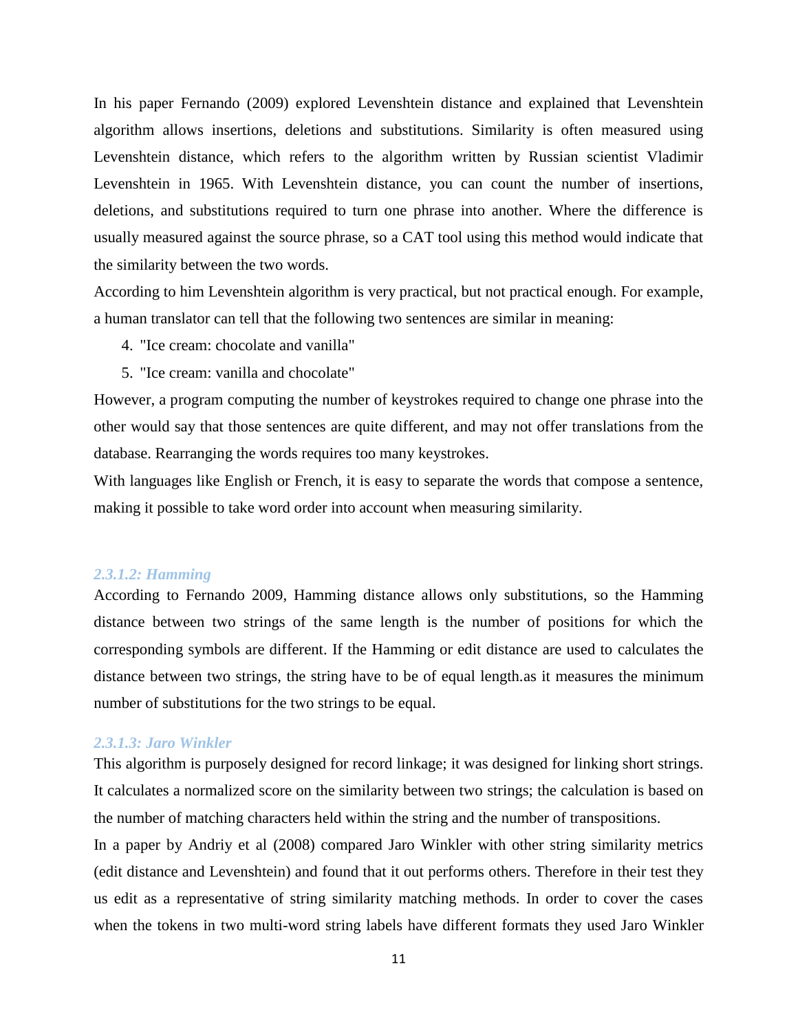In his paper Fernando (2009) explored Levenshtein distance and explained that Levenshtein algorithm allows insertions, deletions and substitutions. Similarity is often measured using Levenshtein distance, which refers to the algorithm written by Russian scientist Vladimir Levenshtein in 1965. With Levenshtein distance, you can count the number of insertions, deletions, and substitutions required to turn one phrase into another. Where the difference is usually measured against the source phrase, so a CAT tool using this method would indicate that the similarity between the two words.

According to him Levenshtein algorithm is very practical, but not practical enough. For example, a human translator can tell that the following two sentences are similar in meaning:

4. "Ice cream: chocolate and vanilla"
5. "Ice cream: vanilla and chocolate"

However, a program computing the number of keystrokes required to change one phrase into the other would say that those sentences are quite different, and may not offer translations from the database. Rearranging the words requires too many keystrokes.

With languages like English or French, it is easy to separate the words that compose a sentence, making it possible to take word order into account when measuring similarity.

#### *2.3.1.2: Hamming*

According to Fernando 2009, Hamming distance allows only substitutions, so the Hamming distance between two strings of the same length is the number of positions for which the corresponding symbols are different. If the Hamming or edit distance are used to calculates the distance between two strings, the string have to be of equal length.as it measures the minimum number of substitutions for the two strings to be equal.

#### *2.3.1.3: Jaro Winkler*

This algorithm is purposely designed for record linkage; it was designed for linking short strings. It calculates a normalized score on the similarity between two strings; the calculation is based on the number of matching characters held within the string and the number of transpositions.

In a paper by Andriy et al (2008) compared Jaro Winkler with other string similarity metrics (edit distance and Levenshtein) and found that it out performs others. Therefore in their test they us edit as a representative of string similarity matching methods. In order to cover the cases when the tokens in two multi-word string labels have different formats they used Jaro Winkler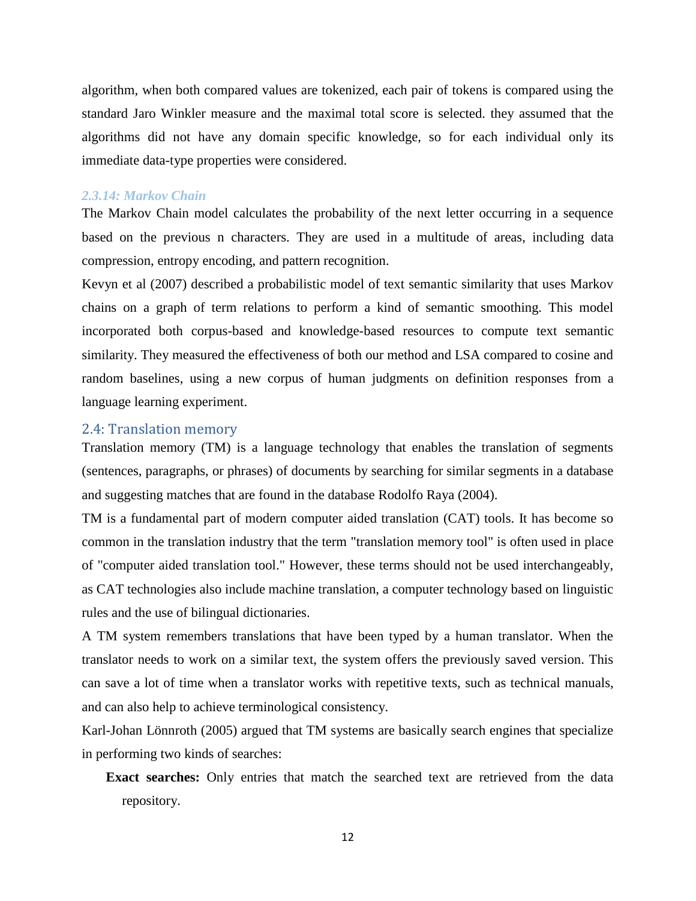algorithm, when both compared values are tokenized, each pair of tokens is compared using the standard Jaro Winkler measure and the maximal total score is selected. they assumed that the algorithms did not have any domain specific knowledge, so for each individual only its immediate data-type properties were considered.

#### *2.3.14: Markov Chain*

The Markov Chain model calculates the probability of the next letter occurring in a sequence based on the previous n characters. They are used in a multitude of areas, including data compression, entropy encoding, and pattern recognition.

Kevyn et al (2007) described a probabilistic model of text semantic similarity that uses Markov chains on a graph of term relations to perform a kind of semantic smoothing. This model incorporated both corpus-based and knowledge-based resources to compute text semantic similarity. They measured the effectiveness of both our method and LSA compared to cosine and random baselines, using a new corpus of human judgments on definition responses from a language learning experiment.

### 2.4: Translation memory

Translation memory (TM) is a language technology that enables the translation of segments (sentences, paragraphs, or phrases) of documents by searching for similar segments in a database and suggesting matches that are found in the database Rodolfo Raya (2004).

TM is a fundamental part of modern computer aided translation (CAT) tools. It has become so common in the translation industry that the term "translation memory tool" is often used in place of "computer aided translation tool." However, these terms should not be used interchangeably, as CAT technologies also include machine translation, a computer technology based on linguistic rules and the use of bilingual dictionaries.

A TM system remembers translations that have been typed by a human translator. When the translator needs to work on a similar text, the system offers the previously saved version. This can save a lot of time when a translator works with repetitive texts, such as technical manuals, and can also help to achieve terminological consistency.

Karl-Johan Lönnroth (2005) argued that TM systems are basically search engines that specialize in performing two kinds of searches:

- **Exact searches:** Only entries that match the searched text are retrieved from the data repository.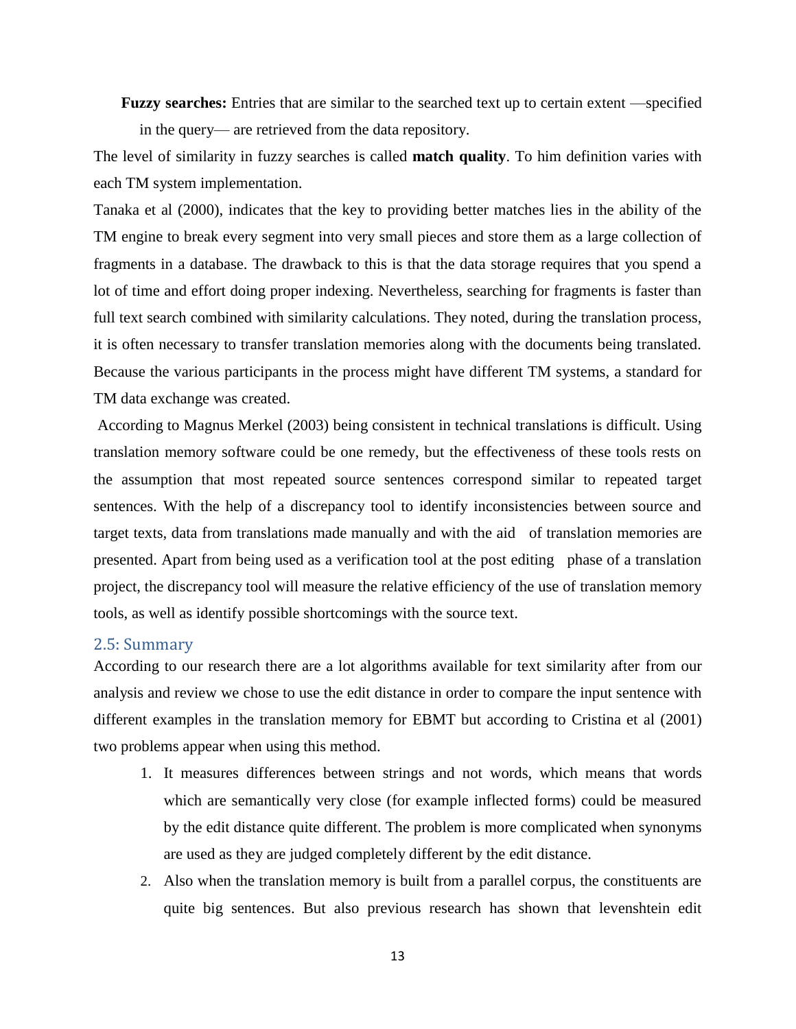**Fuzzy searches:** Entries that are similar to the searched text up to certain extent —specified in the query— are retrieved from the data repository.

The level of similarity in fuzzy searches is called **match quality**. To him definition varies with each TM system implementation.

Tanaka et al (2000), indicates that the key to providing better matches lies in the ability of the TM engine to break every segment into very small pieces and store them as a large collection of fragments in a database. The drawback to this is that the data storage requires that you spend a lot of time and effort doing proper indexing. Nevertheless, searching for fragments is faster than full text search combined with similarity calculations. They noted, during the translation process, it is often necessary to transfer translation memories along with the documents being translated. Because the various participants in the process might have different TM systems, a standard for TM data exchange was created.

According to Magnus Merkel (2003) being consistent in technical translations is difficult. Using translation memory software could be one remedy, but the effectiveness of these tools rests on the assumption that most repeated source sentences correspond similar to repeated target sentences. With the help of a discrepancy tool to identify inconsistencies between source and target texts, data from translations made manually and with the aid of translation memories are presented. Apart from being used as a verification tool at the post editing phase of a translation project, the discrepancy tool will measure the relative efficiency of the use of translation memory tools, as well as identify possible shortcomings with the source text.

## 2.5: Summary

According to our research there are a lot algorithms available for text similarity after from our analysis and review we chose to use the edit distance in order to compare the input sentence with different examples in the translation memory for EBMT but according to Cristina et al (2001) two problems appear when using this method.

1. It measures differences between strings and not words, which means that words which are semantically very close (for example inflected forms) could be measured by the edit distance quite different. The problem is more complicated when synonyms are used as they are judged completely different by the edit distance.
2. Also when the translation memory is built from a parallel corpus, the constituents are quite big sentences. But also previous research has shown that levenshtein edit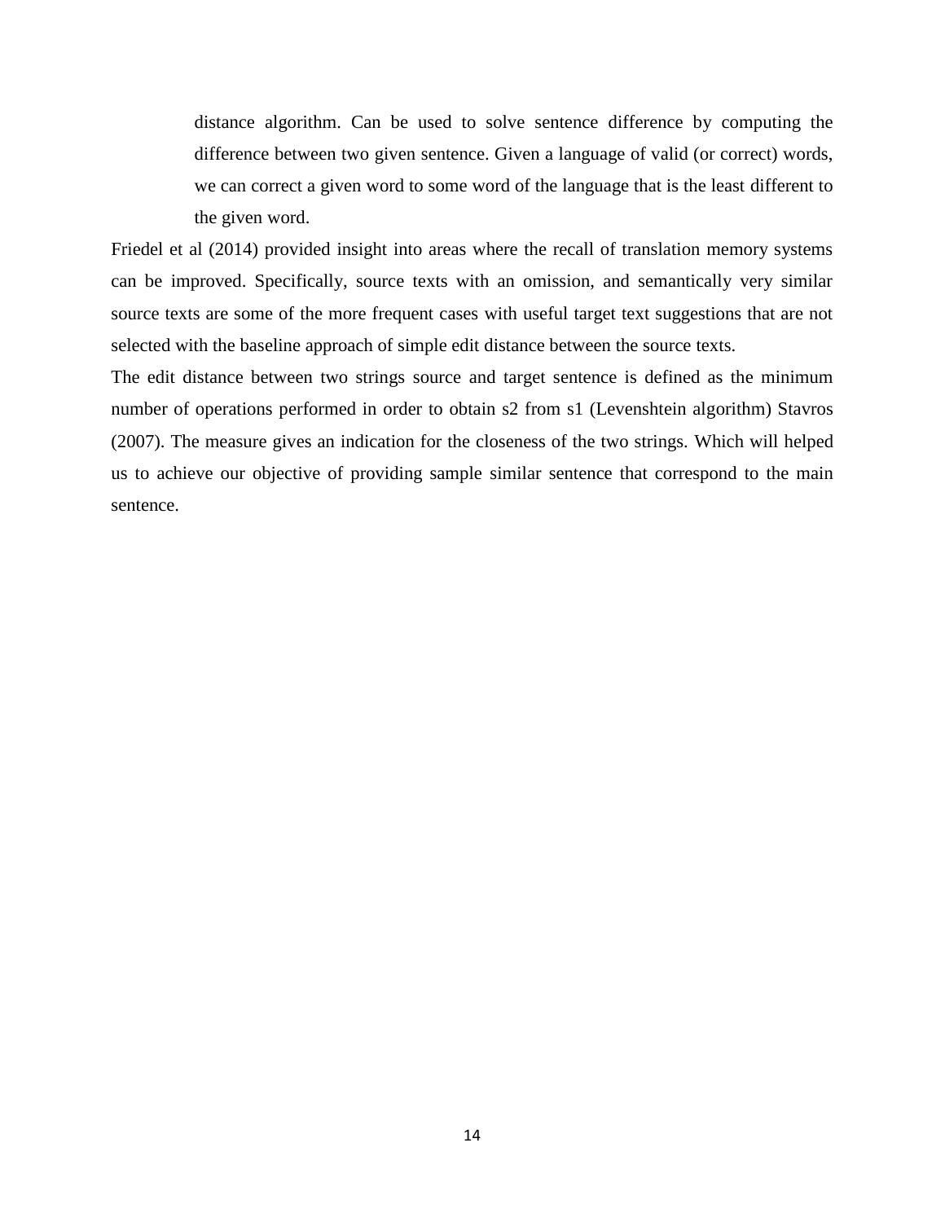distance algorithm. Can be used to solve sentence difference by computing the difference between two given sentence. Given a language of valid (or correct) words, we can correct a given word to some word of the language that is the least different to the given word.

Friedel et al (2014) provided insight into areas where the recall of translation memory systems can be improved. Specifically, source texts with an omission, and semantically very similar source texts are some of the more frequent cases with useful target text suggestions that are not selected with the baseline approach of simple edit distance between the source texts.

The edit distance between two strings source and target sentence is defined as the minimum number of operations performed in order to obtain s2 from s1 (Levenshtein algorithm) Stavros (2007). The measure gives an indication for the closeness of the two strings. Which will helped us to achieve our objective of providing sample similar sentence that correspond to the main sentence.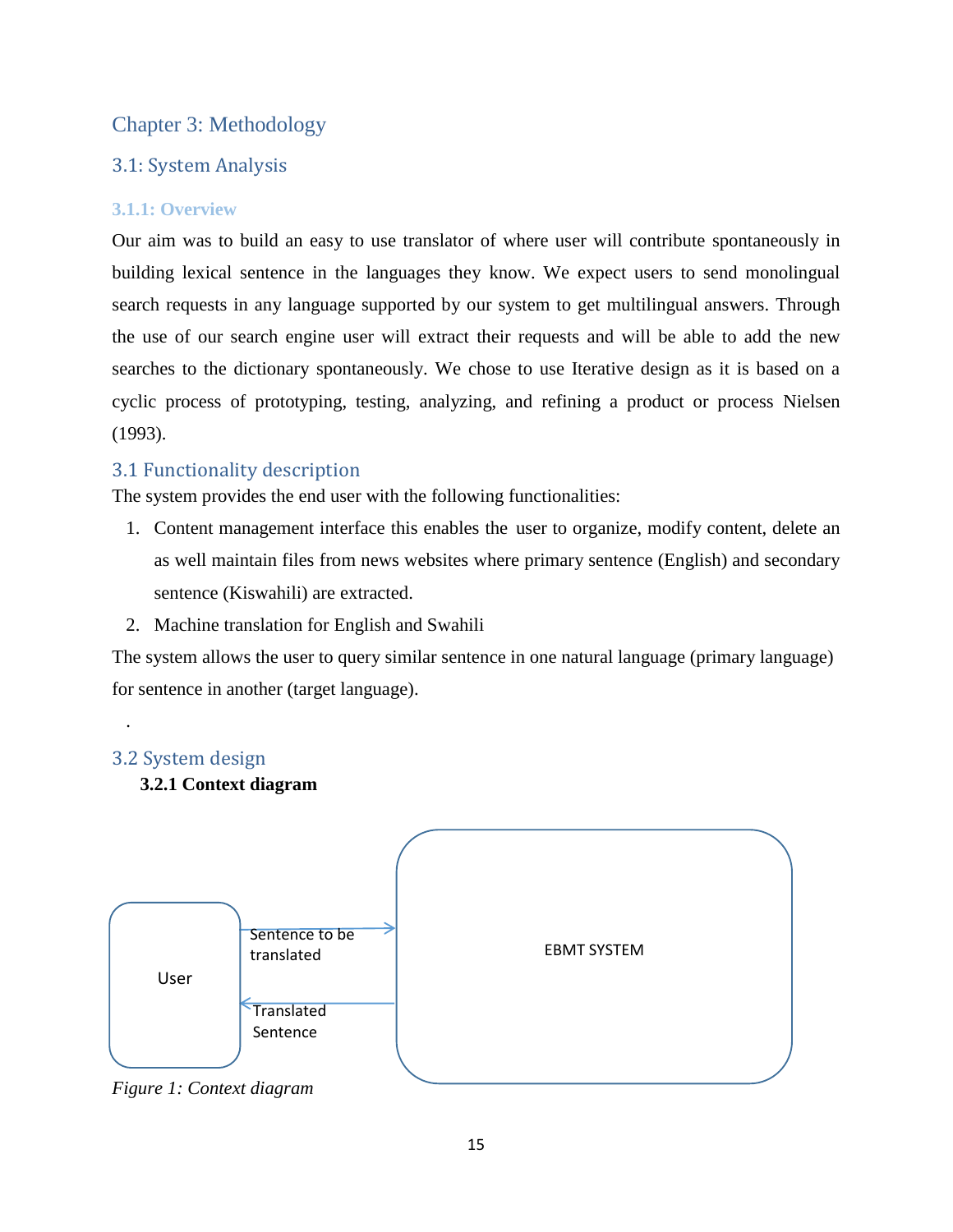# Chapter 3: Methodology

## 3.1: System Analysis

### 3.1.1: Overview

Our aim was to build an easy to use translator of where user will contribute spontaneously in building lexical sentence in the languages they know. We expect users to send monolingual search requests in any language supported by our system to get multilingual answers. Through the use of our search engine user will extract their requests and will be able to add the new searches to the dictionary spontaneously. We chose to use Iterative design as it is based on a cyclic process of prototyping, testing, analyzing, and refining a product or process Nielsen (1993).

## 3.1 Functionality description

The system provides the end user with the following functionalities:

1. Content management interface this enables the user to organize, modify content, delete an as well maintain files from news websites where primary sentence (English) and secondary sentence (Kiswahili) are extracted.
2. Machine translation for English and Swahili

The system allows the user to query similar sentence in one natural language (primary language) for sentence in another (target language).

.

## 3.2 System design

### 3.2.1 Context diagram

User

Sentence to be translated

Translated Sentence

EBMT SYSTEM

*Figure 1: Context diagram*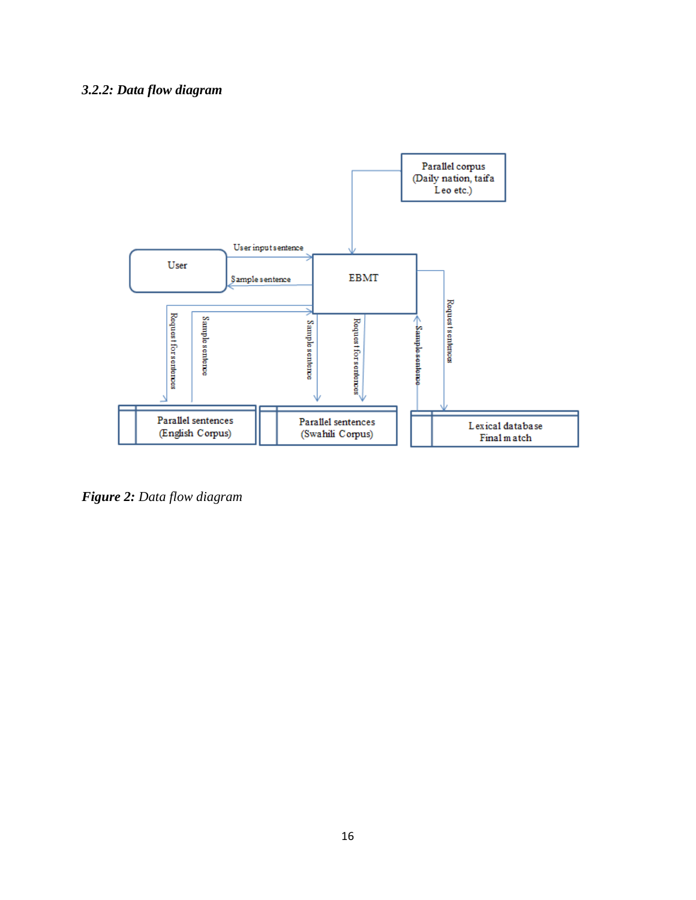### *3.2.2: Data flow diagram*

***Figure 2:*** *Data flow diagram*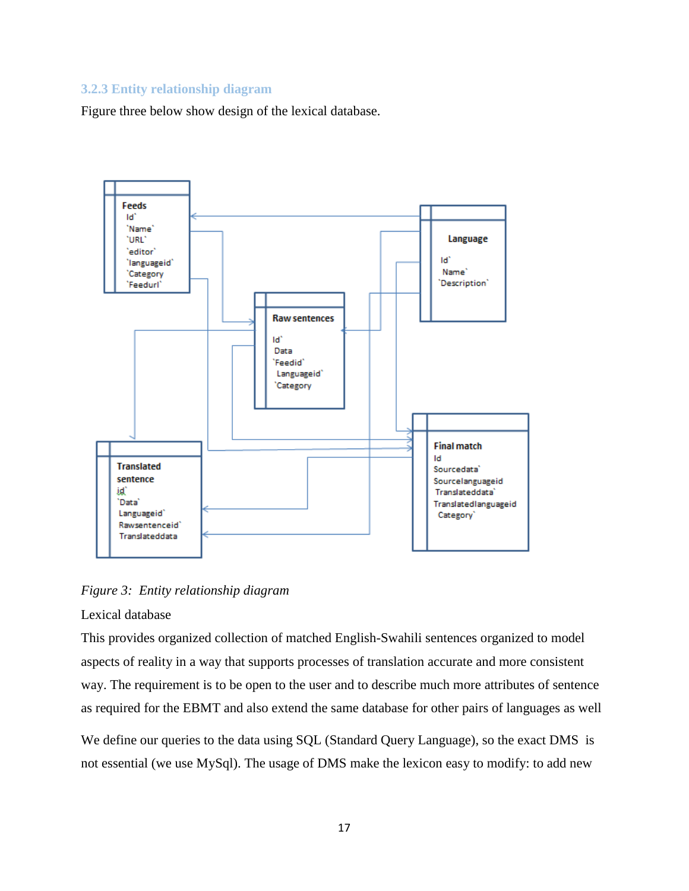### 3.2.3 Entity relationship diagram

Figure three below show design of the lexical database.

*Figure 3: Entity relationship diagram*

Lexical database

This provides organized collection of matched English-Swahili sentences organized to model aspects of reality in a way that supports processes of translation accurate and more consistent way. The requirement is to be open to the user and to describe much more attributes of sentence as required for the EBMT and also extend the same database for other pairs of languages as well

We define our queries to the data using SQL (Standard Query Language), so the exact DMS is not essential (we use MySql). The usage of DMS make the lexicon easy to modify: to add new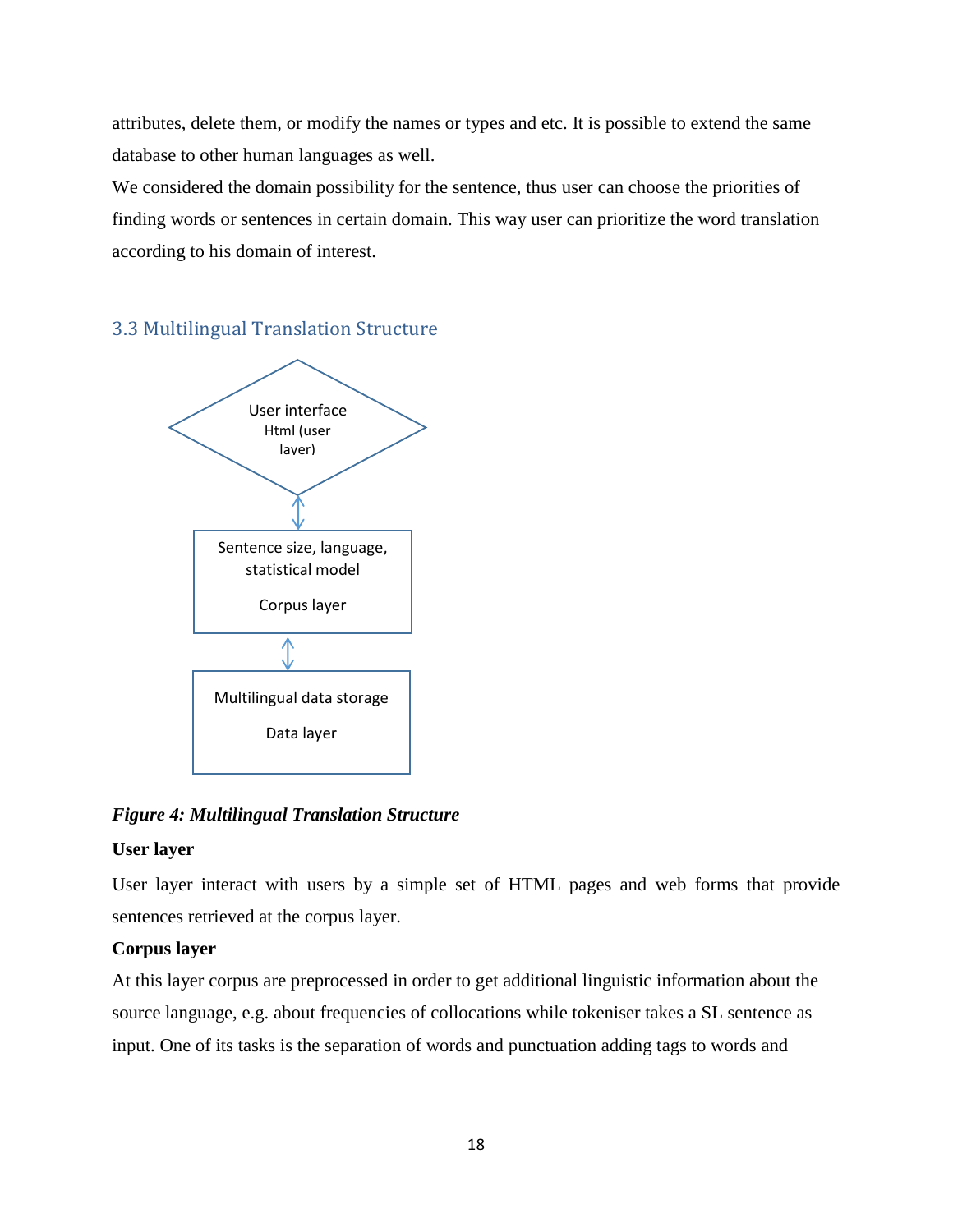attributes, delete them, or modify the names or types and etc. It is possible to extend the same database to other human languages as well.

We considered the domain possibility for the sentence, thus user can choose the priorities of finding words or sentences in certain domain. This way user can prioritize the word translation according to his domain of interest.

## 3.3 Multilingual Translation Structure

User interface
Html (user layer)

Sentence size, language, statistical model

Corpus layer

Multilingual data storage

Data layer

***Figure 4: Multilingual Translation Structure***

**User layer**

User layer interact with users by a simple set of HTML pages and web forms that provide sentences retrieved at the corpus layer.

**Corpus layer**

At this layer corpus are preprocessed in order to get additional linguistic information about the source language, e.g. about frequencies of collocations while tokeniser takes a SL sentence as input. One of its tasks is the separation of words and punctuation adding tags to words and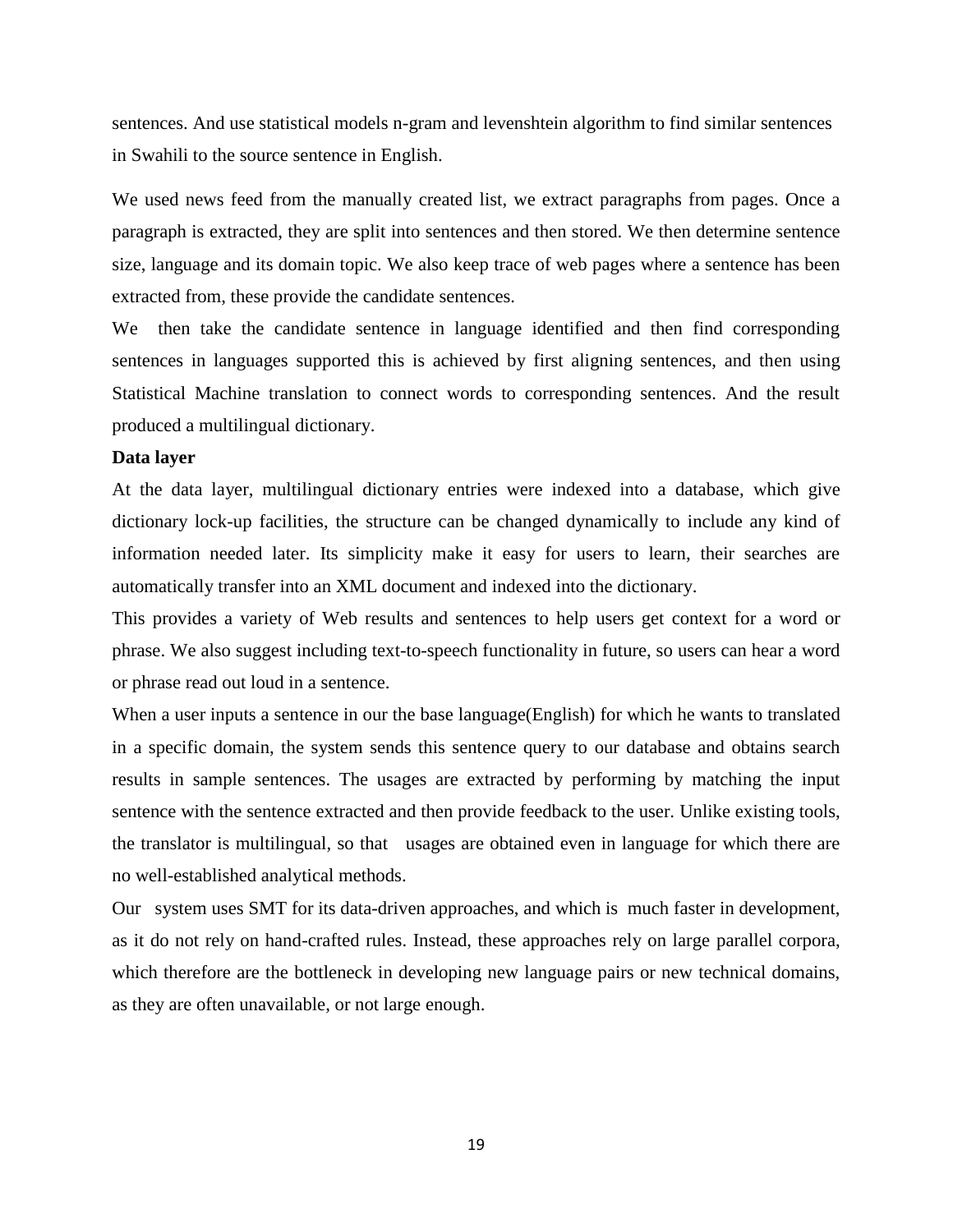sentences. And use statistical models n-gram and levenshtein algorithm to find similar sentences in Swahili to the source sentence in English.

We used news feed from the manually created list, we extract paragraphs from pages. Once a paragraph is extracted, they are split into sentences and then stored. We then determine sentence size, language and its domain topic. We also keep trace of web pages where a sentence has been extracted from, these provide the candidate sentences.

We then take the candidate sentence in language identified and then find corresponding sentences in languages supported this is achieved by first aligning sentences, and then using Statistical Machine translation to connect words to corresponding sentences. And the result produced a multilingual dictionary.

**Data layer**

At the data layer, multilingual dictionary entries were indexed into a database, which give dictionary lock-up facilities, the structure can be changed dynamically to include any kind of information needed later. Its simplicity make it easy for users to learn, their searches are automatically transfer into an XML document and indexed into the dictionary.

This provides a variety of Web results and sentences to help users get context for a word or phrase. We also suggest including text-to-speech functionality in future, so users can hear a word or phrase read out loud in a sentence.

When a user inputs a sentence in our the base language(English) for which he wants to translated in a specific domain, the system sends this sentence query to our database and obtains search results in sample sentences. The usages are extracted by performing by matching the input sentence with the sentence extracted and then provide feedback to the user. Unlike existing tools, the translator is multilingual, so that usages are obtained even in language for which there are no well-established analytical methods.

Our system uses SMT for its data-driven approaches, and which is much faster in development, as it do not rely on hand-crafted rules. Instead, these approaches rely on large parallel corpora, which therefore are the bottleneck in developing new language pairs or new technical domains, as they are often unavailable, or not large enough.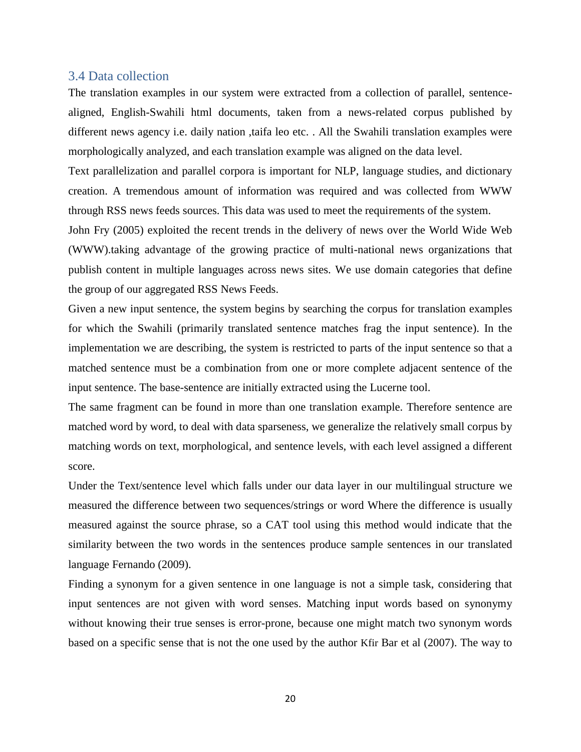## 3.4 Data collection

The translation examples in our system were extracted from a collection of parallel, sentence-aligned, English-Swahili html documents, taken from a news-related corpus published by different news agency i.e. daily nation ,taifa leo etc. . All the Swahili translation examples were morphologically analyzed, and each translation example was aligned on the data level.

Text parallelization and parallel corpora is important for NLP, language studies, and dictionary creation. A tremendous amount of information was required and was collected from WWW through RSS news feeds sources. This data was used to meet the requirements of the system.

John Fry (2005) exploited the recent trends in the delivery of news over the World Wide Web (WWW).taking advantage of the growing practice of multi-national news organizations that publish content in multiple languages across news sites. We use domain categories that define the group of our aggregated RSS News Feeds.

Given a new input sentence, the system begins by searching the corpus for translation examples for which the Swahili (primarily translated sentence matches frag the input sentence). In the implementation we are describing, the system is restricted to parts of the input sentence so that a matched sentence must be a combination from one or more complete adjacent sentence of the input sentence. The base-sentence are initially extracted using the Lucerne tool.

The same fragment can be found in more than one translation example. Therefore sentence are matched word by word, to deal with data sparseness, we generalize the relatively small corpus by matching words on text, morphological, and sentence levels, with each level assigned a different score.

Under the Text/sentence level which falls under our data layer in our multilingual structure we measured the difference between two sequences/strings or word Where the difference is usually measured against the source phrase, so a CAT tool using this method would indicate that the similarity between the two words in the sentences produce sample sentences in our translated language Fernando (2009).

Finding a synonym for a given sentence in one language is not a simple task, considering that input sentences are not given with word senses. Matching input words based on synonymy without knowing their true senses is error-prone, because one might match two synonym words based on a specific sense that is not the one used by the author Kfir Bar et al (2007). The way to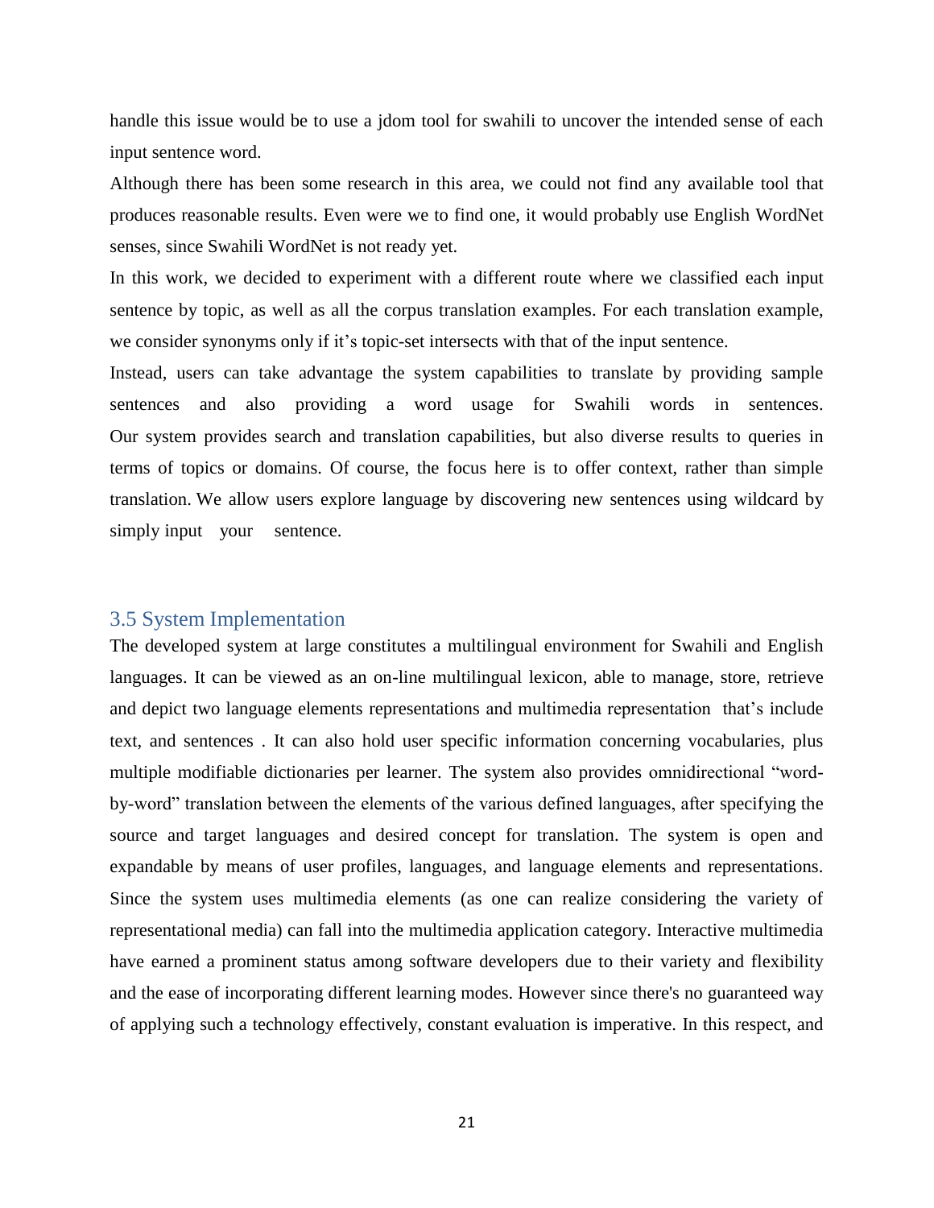handle this issue would be to use a jdom tool for swahili to uncover the intended sense of each input sentence word.

Although there has been some research in this area, we could not find any available tool that produces reasonable results. Even were we to find one, it would probably use English WordNet senses, since Swahili WordNet is not ready yet.

In this work, we decided to experiment with a different route where we classified each input sentence by topic, as well as all the corpus translation examples. For each translation example, we consider synonyms only if it's topic-set intersects with that of the input sentence.

Instead, users can take advantage the system capabilities to translate by providing sample sentences and also providing a word usage for Swahili words in sentences. Our system provides search and translation capabilities, but also diverse results to queries in terms of topics or domains. Of course, the focus here is to offer context, rather than simple translation. We allow users explore language by discovering new sentences using wildcard by simply input your sentence.

## 3.5 System Implementation

The developed system at large constitutes a multilingual environment for Swahili and English languages. It can be viewed as an on-line multilingual lexicon, able to manage, store, retrieve and depict two language elements representations and multimedia representation that's include text, and sentences . It can also hold user specific information concerning vocabularies, plus multiple modifiable dictionaries per learner. The system also provides omnidirectional "word-by-word" translation between the elements of the various defined languages, after specifying the source and target languages and desired concept for translation. The system is open and expandable by means of user profiles, languages, and language elements and representations. Since the system uses multimedia elements (as one can realize considering the variety of representational media) can fall into the multimedia application category. Interactive multimedia have earned a prominent status among software developers due to their variety and flexibility and the ease of incorporating different learning modes. However since there's no guaranteed way of applying such a technology effectively, constant evaluation is imperative. In this respect, and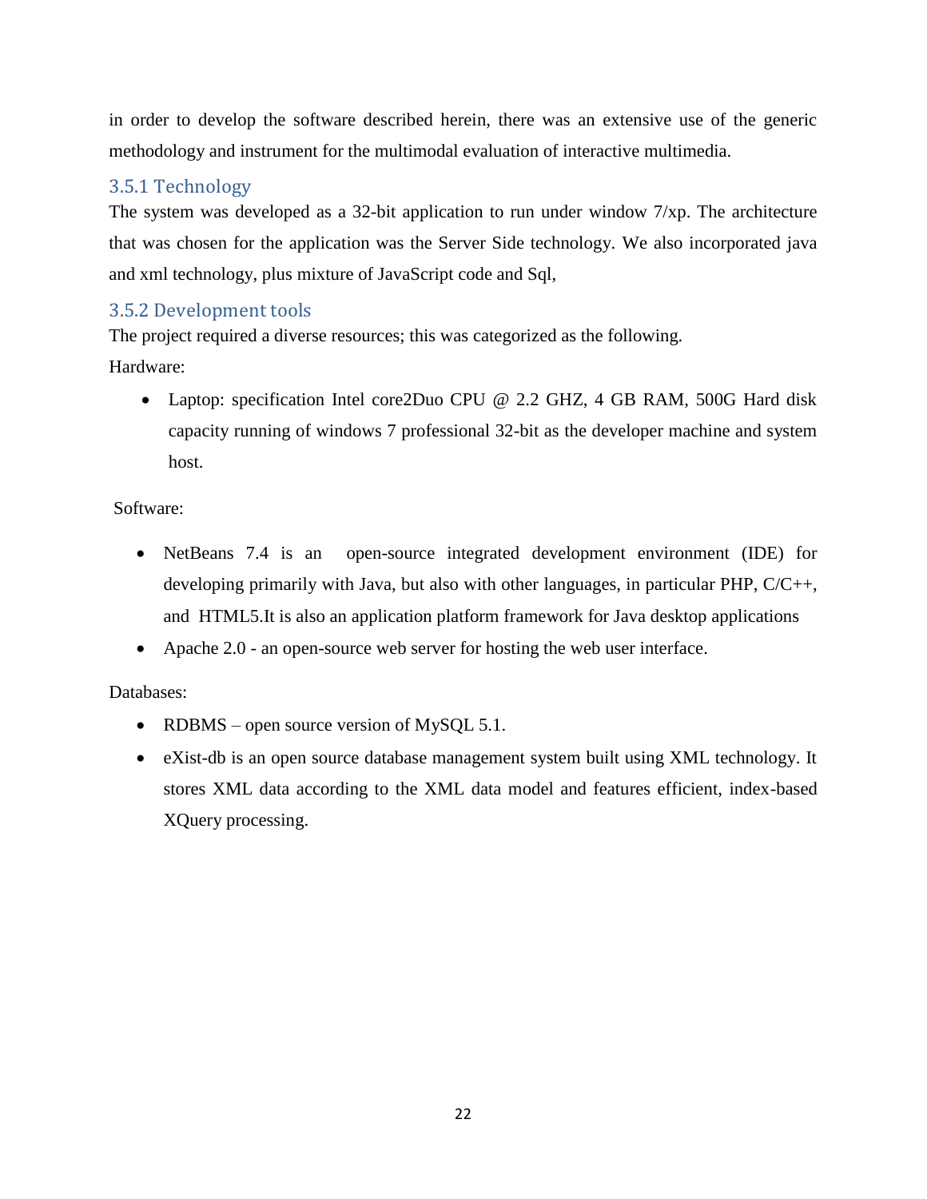in order to develop the software described herein, there was an extensive use of the generic methodology and instrument for the multimodal evaluation of interactive multimedia.

### 3.5.1 Technology

The system was developed as a 32-bit application to run under window 7/xp. The architecture that was chosen for the application was the Server Side technology. We also incorporated java and xml technology, plus mixture of JavaScript code and Sql,

### 3.5.2 Development tools

The project required a diverse resources; this was categorized as the following.

Hardware:

- Laptop: specification Intel core2Duo CPU @ 2.2 GHZ, 4 GB RAM, 500G Hard disk capacity running of windows 7 professional 32-bit as the developer machine and system host.

Software:

- NetBeans 7.4 is an open-source integrated development environment (IDE) for developing primarily with Java, but also with other languages, in particular PHP, C/C++, and HTML5.It is also an application platform framework for Java desktop applications
- Apache 2.0 - an open-source web server for hosting the web user interface.

Databases:

- RDBMS – open source version of MySQL 5.1.
- eXist-db is an open source database management system built using XML technology. It stores XML data according to the XML data model and features efficient, index-based XQuery processing.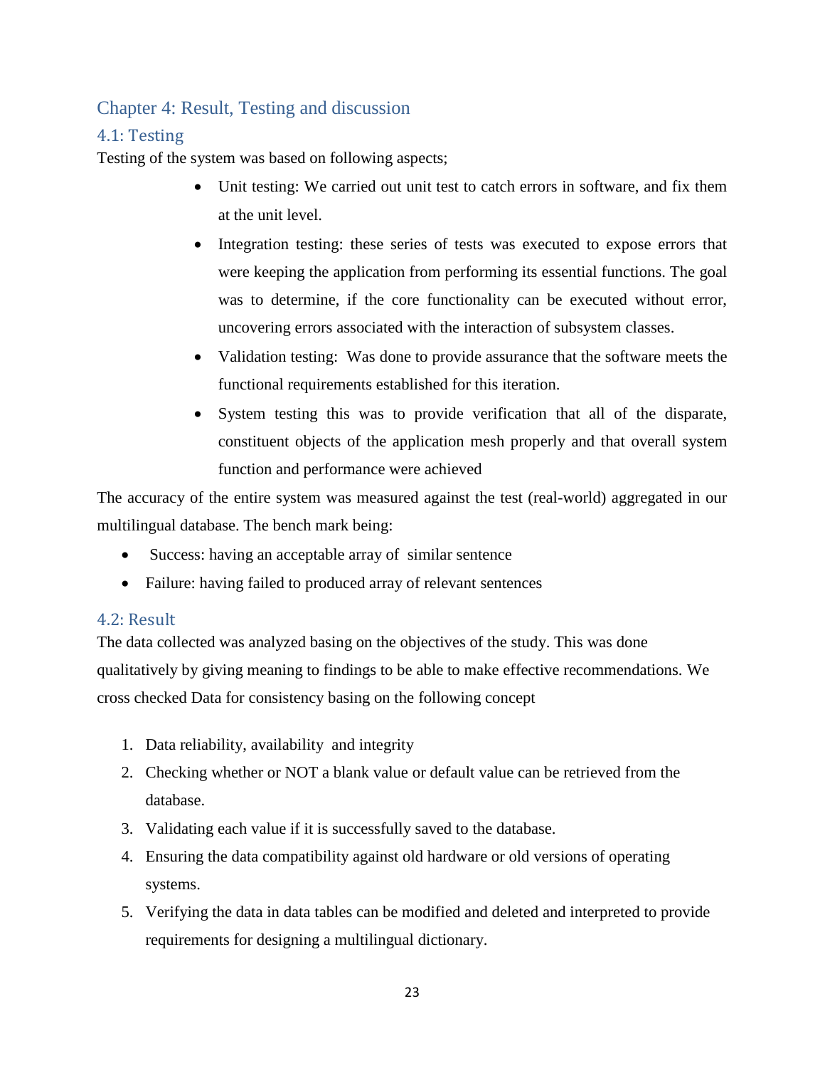## Chapter 4: Result, Testing and discussion

### 4.1: Testing

Testing of the system was based on following aspects;

- Unit testing: We carried out unit test to catch errors in software, and fix them at the unit level.
- Integration testing: these series of tests was executed to expose errors that were keeping the application from performing its essential functions. The goal was to determine, if the core functionality can be executed without error, uncovering errors associated with the interaction of subsystem classes.
- Validation testing: Was done to provide assurance that the software meets the functional requirements established for this iteration.
- System testing this was to provide verification that all of the disparate, constituent objects of the application mesh properly and that overall system function and performance were achieved

The accuracy of the entire system was measured against the test (real-world) aggregated in our multilingual database. The bench mark being:

- Success: having an acceptable array of similar sentence
- Failure: having failed to produced array of relevant sentences

### 4.2: Result

The data collected was analyzed basing on the objectives of the study. This was done qualitatively by giving meaning to findings to be able to make effective recommendations. We cross checked Data for consistency basing on the following concept

1. Data reliability, availability and integrity
2. Checking whether or NOT a blank value or default value can be retrieved from the database.
3. Validating each value if it is successfully saved to the database.
4. Ensuring the data compatibility against old hardware or old versions of operating systems.
5. Verifying the data in data tables can be modified and deleted and interpreted to provide requirements for designing a multilingual dictionary.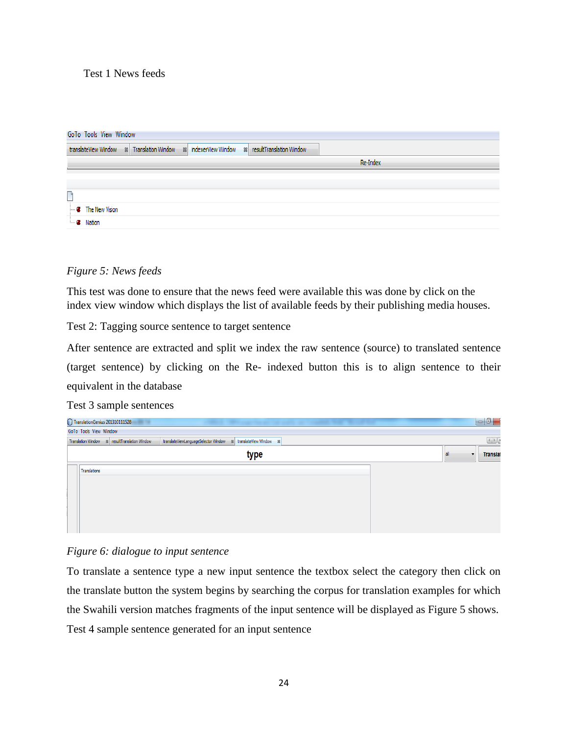Test 1 News feeds

*Figure 5: News feeds*

This test was done to ensure that the news feed were available this was done by click on the index view window which displays the list of available feeds by their publishing media houses.

Test 2: Tagging source sentence to target sentence

After sentence are extracted and split we index the raw sentence (source) to translated sentence (target sentence) by clicking on the Re- indexed button this is to align sentence to their equivalent in the database

Test 3 sample sentences

*Figure 6: dialogue to input sentence*

To translate a sentence type a new input sentence the textbox select the category then click on the translate button the system begins by searching the corpus for translation examples for which the Swahili version matches fragments of the input sentence will be displayed as Figure 5 shows.

Test 4 sample sentence generated for an input sentence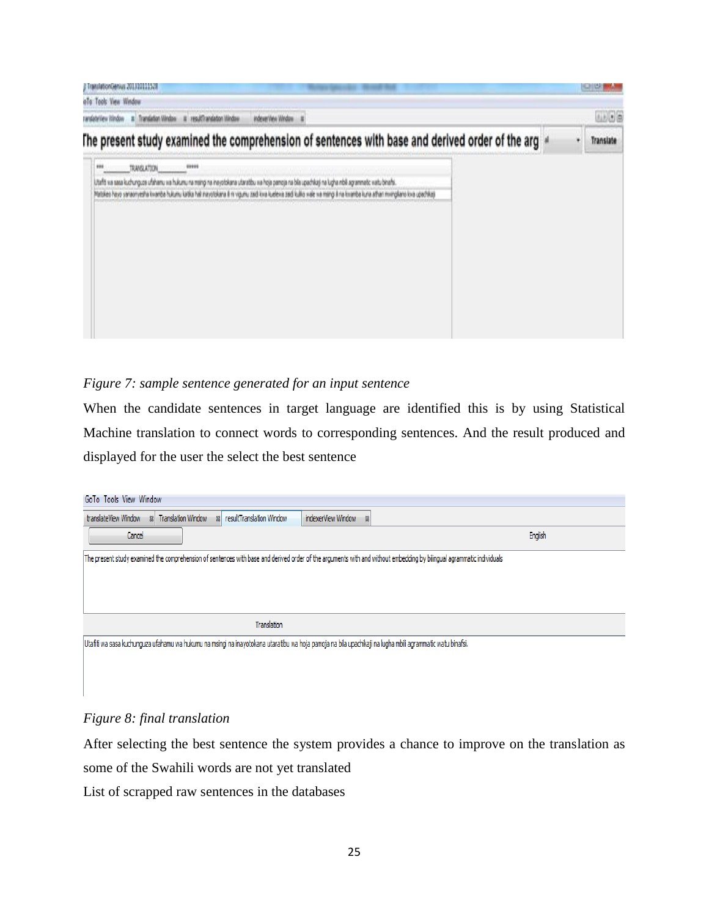*Figure 7: sample sentence generated for an input sentence*

When the candidate sentences in target language are identified this is by using Statistical Machine translation to connect words to corresponding sentences. And the result produced and displayed for the user the select the best sentence

*Figure 8: final translation*

After selecting the best sentence the system provides a chance to improve on the translation as some of the Swahili words are not yet translated

List of scrapped raw sentences in the databases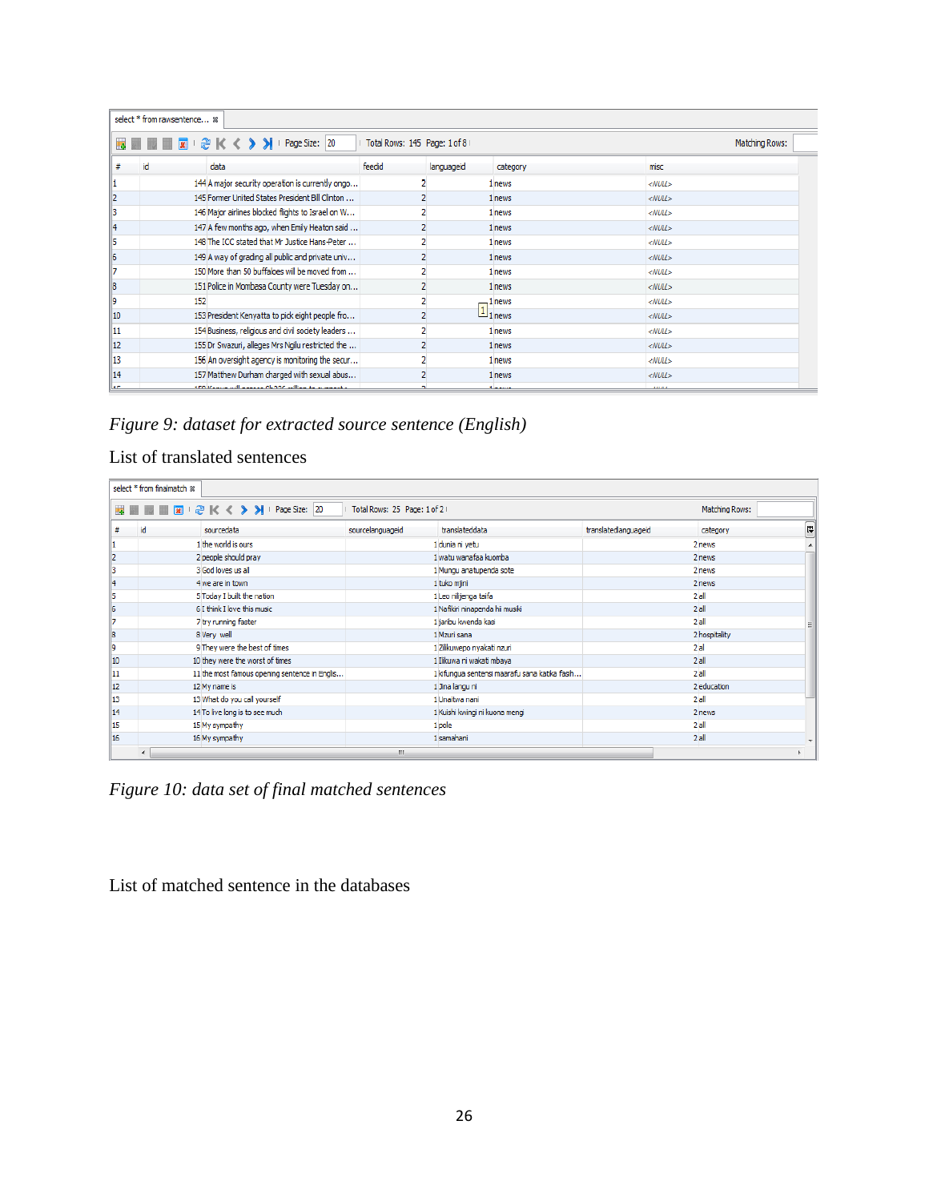select * from rawsentence...

Page Size: 20 | Total Rows: 145 Page: 1 of 8 | Matching Rows:

| # | id | data | feedid | languageid | category | misc |
|---|---|---|---|---|---|---|
| 1 | 144 | A major security operation is currently ongo... | 2 | 1 | news | <NULL> |
| 2 | 145 | Former United States President Bill Clinton ... | 2 | 1 | news | <NULL> |
| 3 | 146 | Major airlines blocked flights to Israel on W... | 2 | 1 | news | <NULL> |
| 4 | 147 | A few months ago, when Emily Heaton said ... | 2 | 1 | news | <NULL> |
| 5 | 148 | The ICC stated that Mr Justice Hans-Peter ... | 2 | 1 | news | <NULL> |
| 6 | 149 | A way of grading all public and private univ... | 2 | 1 | news | <NULL> |
| 7 | 150 | More than 50 buffaloes will be moved from ... | 2 | 1 | news | <NULL> |
| 8 | 151 | Police in Mombasa County were Tuesday on... | 2 | 1 | news | <NULL> |
| 9 | 152 | | 2 | 1 | news | <NULL> |
| 10 | 153 | President Kenyatta to pick eight people fro... | 2 | 1 | news | <NULL> |
| 11 | 154 | Business, religious and civil society leaders ... | 2 | 1 | news | <NULL> |
| 12 | 155 | Dr Swazuri, alleges Mrs Ngilu restricted the ... | 2 | 1 | news | <NULL> |
| 13 | 156 | An oversight agency is monitoring the secur... | 2 | 1 | news | <NULL> |
| 14 | 157 | Matthew Durham charged with sexual abus... | 2 | 1 | news | <NULL> |

*Figure 9: dataset for extracted source sentence (English)*

List of translated sentences

select * from finalmatch

Page Size: 20 | Total Rows: 25 Page: 1 of 2 | Matching Rows:

| # | id | sourcedata | sourcelanguageid | translateddata | translatedlanguageid | category |
|---|---|---|---|---|---|---|
| 1 | 1 | the world is ours | 1 | dunia ni yetu | 2 | news |
| 2 | 2 | people should pray | 1 | watu wanafaa kuomba | 2 | news |
| 3 | 3 | God loves us all | 1 | Mungu anatupenda sote | 2 | news |
| 4 | 4 | we are in town | 1 | tuko mjini | 2 | news |
| 5 | 5 | Today I built the nation | 1 | Leo niljenga taifa | 2 | all |
| 6 | 6 | I think I love this music | 1 | Nafikiri ninapenda hi musiki | 2 | all |
| 7 | 7 | try running faster | 1 | jaribu kwenda kasi | 2 | all |
| 8 | 8 | Very well | 1 | Mzuri sana | 2 | hospitality |
| 9 | 9 | They were the best of times | 1 | Zilikuwepo nyakati nzuri | 2 | al |
| 10 | 10 | they were the worst of times | 1 | Ilikuwa ni wakati mbaya | 2 | all |
| 11 | 11 | the most famous opening sentence in Englis... | 1 | kifungua sentensi maarufu sana katika fasih... | 2 | all |
| 12 | 12 | My name is | 1 | Jina langu ni | 2 | education |
| 13 | 13 | What do you call yourself | 1 | Unaitwa nani | 2 | all |
| 14 | 14 | To live long is to see much | 1 | Kuishi kwingi ni kuona mengi | 2 | news |
| 15 | 15 | My sympathy | 1 | pole | 2 | all |
| 16 | 16 | My sympathy | 1 | samahani | 2 | all |

*Figure 10: data set of final matched sentences*

List of matched sentence in the databases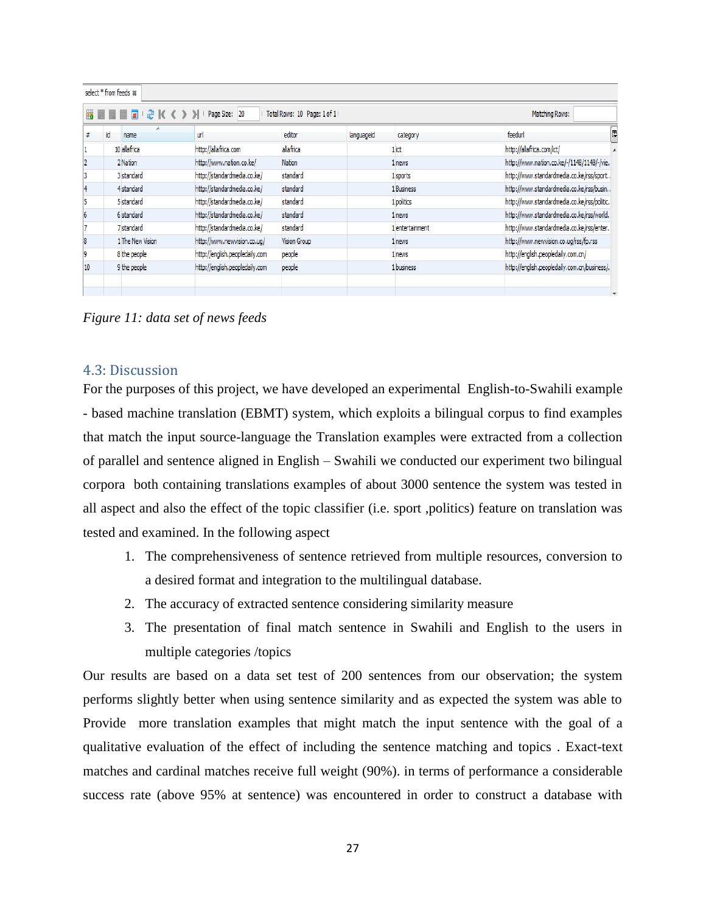| # | id | name | url | editor | languageid | category | feedurl |
|---|---|---|---|---|---|---|---|
| 1 | 10 | allafrica | http://allafrica.com | allafrica | 1 | ict | http://allafrica.com/ict/ |
| 2 | 2 | Nation | http://www.nation.co.ke/ | Nation | 1 | news | http://www.nation.co.ke/-/1148/1148/-/vie. |
| 3 | 3 | standard | http://standardmedia.co.ke/ | standard | 1 | sports | http://www.standardmedia.co.ke/rss/sport. |
| 4 | 4 | standard | http://standardmedia.co.ke/ | standard | 1 | Business | http://www.standardmedia.co.ke/rss/busin. |
| 5 | 5 | standard | http://standardmedia.co.ke/ | standard | 1 | politics | http://www.standardmedia.co.ke/rss/politic. |
| 6 | 6 | standard | http://standardmedia.co.ke/ | standard | 1 | news | http://www.standardmedia.co.ke/rss/world. |
| 7 | 7 | standard | http://standardmedia.co.ke/ | standard | 1 | entertainment | http://www.standardmedia.co.ke/rss/enter. |
| 8 | 1 | The New Vision | http://www.newvision.co.ug/ | Vision Group | 1 | news | http://www.newvision.co.ug/rss/fp.rss |
| 9 | 8 | the people | http://english.peopledaily.com | people | 1 | news | http://english.peopledaily.com.cn/ |
| 10 | 9 | the people | http://english.peopledaily.com | people | 1 | business | http://english.peopledaily.com.cn/business/. |

*Figure 11: data set of news feeds*

## 4.3: Discussion

For the purposes of this project, we have developed an experimental English-to-Swahili example - based machine translation (EBMT) system, which exploits a bilingual corpus to find examples that match the input source-language the Translation examples were extracted from a collection of parallel and sentence aligned in English – Swahili we conducted our experiment two bilingual corpora both containing translations examples of about 3000 sentence the system was tested in all aspect and also the effect of the topic classifier (i.e. sport ,politics) feature on translation was tested and examined. In the following aspect

1. The comprehensiveness of sentence retrieved from multiple resources, conversion to a desired format and integration to the multilingual database.
2. The accuracy of extracted sentence considering similarity measure
3. The presentation of final match sentence in Swahili and English to the users in multiple categories /topics

Our results are based on a data set test of 200 sentences from our observation; the system performs slightly better when using sentence similarity and as expected the system was able to Provide more translation examples that might match the input sentence with the goal of a qualitative evaluation of the effect of including the sentence matching and topics . Exact-text matches and cardinal matches receive full weight (90%). in terms of performance a considerable success rate (above 95% at sentence) was encountered in order to construct a database with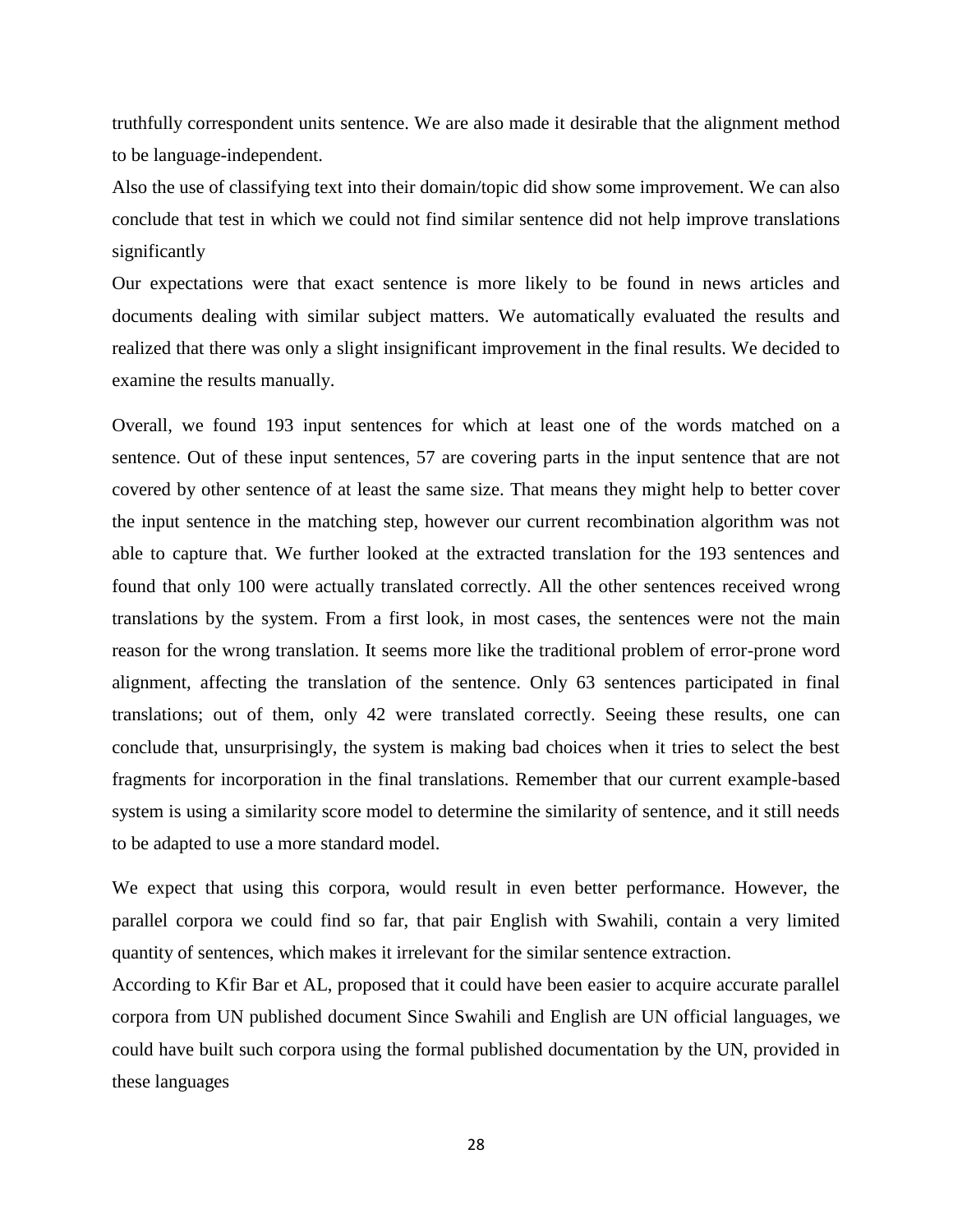truthfully correspondent units sentence. We are also made it desirable that the alignment method to be language-independent.

Also the use of classifying text into their domain/topic did show some improvement. We can also conclude that test in which we could not find similar sentence did not help improve translations significantly

Our expectations were that exact sentence is more likely to be found in news articles and documents dealing with similar subject matters. We automatically evaluated the results and realized that there was only a slight insignificant improvement in the final results. We decided to examine the results manually.

Overall, we found 193 input sentences for which at least one of the words matched on a sentence. Out of these input sentences, 57 are covering parts in the input sentence that are not covered by other sentence of at least the same size. That means they might help to better cover the input sentence in the matching step, however our current recombination algorithm was not able to capture that. We further looked at the extracted translation for the 193 sentences and found that only 100 were actually translated correctly. All the other sentences received wrong translations by the system. From a first look, in most cases, the sentences were not the main reason for the wrong translation. It seems more like the traditional problem of error-prone word alignment, affecting the translation of the sentence. Only 63 sentences participated in final translations; out of them, only 42 were translated correctly. Seeing these results, one can conclude that, unsurprisingly, the system is making bad choices when it tries to select the best fragments for incorporation in the final translations. Remember that our current example-based system is using a similarity score model to determine the similarity of sentence, and it still needs to be adapted to use a more standard model.

We expect that using this corpora, would result in even better performance. However, the parallel corpora we could find so far, that pair English with Swahili, contain a very limited quantity of sentences, which makes it irrelevant for the similar sentence extraction.

According to Kfir Bar et AL, proposed that it could have been easier to acquire accurate parallel corpora from UN published document Since Swahili and English are UN official languages, we could have built such corpora using the formal published documentation by the UN, provided in these languages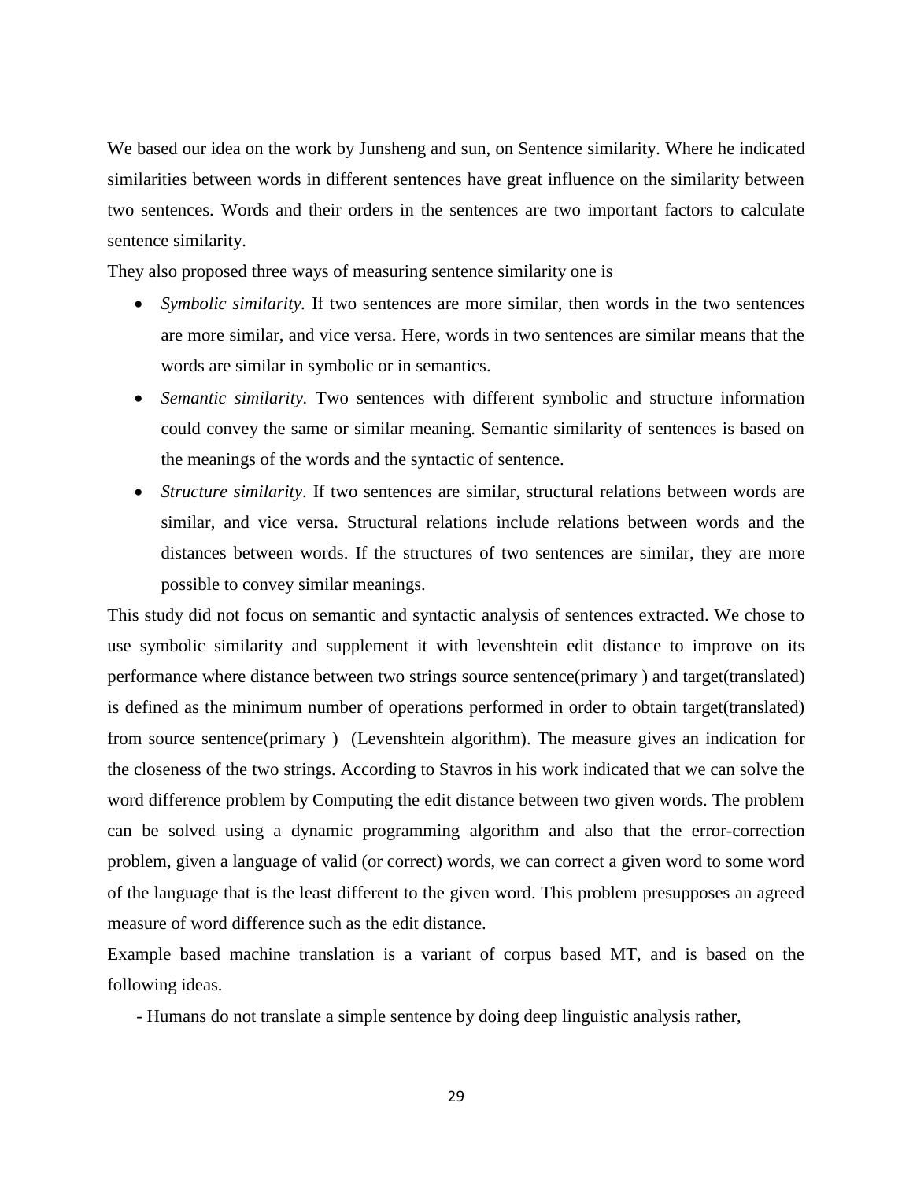We based our idea on the work by Junsheng and sun, on Sentence similarity. Where he indicated similarities between words in different sentences have great influence on the similarity between two sentences. Words and their orders in the sentences are two important factors to calculate sentence similarity.

They also proposed three ways of measuring sentence similarity one is

- *Symbolic similarity.* If two sentences are more similar, then words in the two sentences are more similar, and vice versa. Here, words in two sentences are similar means that the words are similar in symbolic or in semantics.
- *Semantic similarity.* Two sentences with different symbolic and structure information could convey the same or similar meaning. Semantic similarity of sentences is based on the meanings of the words and the syntactic of sentence.
- *Structure similarity*. If two sentences are similar, structural relations between words are similar, and vice versa. Structural relations include relations between words and the distances between words. If the structures of two sentences are similar, they are more possible to convey similar meanings.

This study did not focus on semantic and syntactic analysis of sentences extracted. We chose to use symbolic similarity and supplement it with levenshtein edit distance to improve on its performance where distance between two strings source sentence(primary ) and target(translated) is defined as the minimum number of operations performed in order to obtain target(translated) from source sentence(primary ) (Levenshtein algorithm). The measure gives an indication for the closeness of the two strings. According to Stavros in his work indicated that we can solve the word difference problem by Computing the edit distance between two given words. The problem can be solved using a dynamic programming algorithm and also that the error-correction problem, given a language of valid (or correct) words, we can correct a given word to some word of the language that is the least different to the given word. This problem presupposes an agreed measure of word difference such as the edit distance.

Example based machine translation is a variant of corpus based MT, and is based on the following ideas.

- Humans do not translate a simple sentence by doing deep linguistic analysis rather,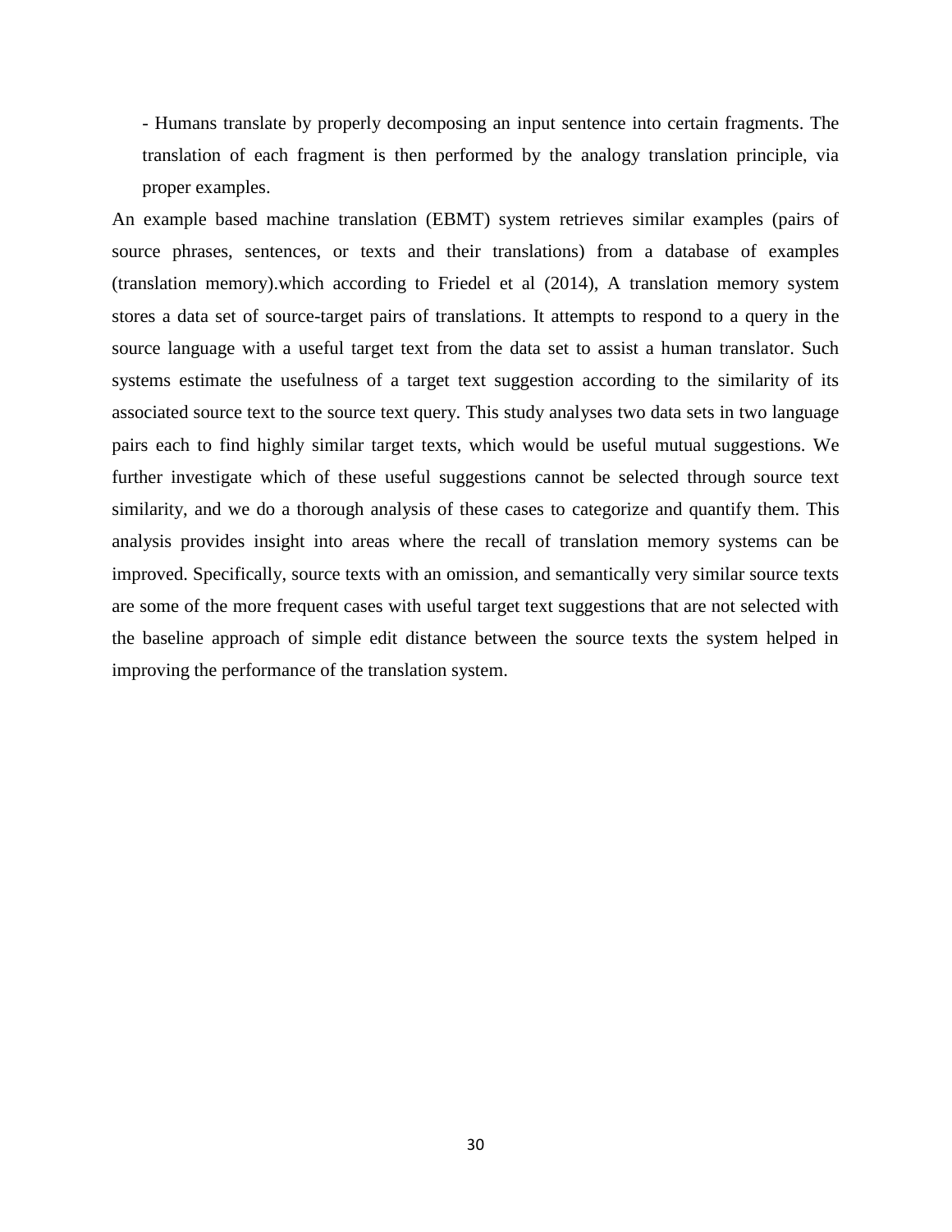- Humans translate by properly decomposing an input sentence into certain fragments. The translation of each fragment is then performed by the analogy translation principle, via proper examples.

An example based machine translation (EBMT) system retrieves similar examples (pairs of source phrases, sentences, or texts and their translations) from a database of examples (translation memory).which according to Friedel et al (2014), A translation memory system stores a data set of source-target pairs of translations. It attempts to respond to a query in the source language with a useful target text from the data set to assist a human translator. Such systems estimate the usefulness of a target text suggestion according to the similarity of its associated source text to the source text query. This study analyses two data sets in two language pairs each to find highly similar target texts, which would be useful mutual suggestions. We further investigate which of these useful suggestions cannot be selected through source text similarity, and we do a thorough analysis of these cases to categorize and quantify them. This analysis provides insight into areas where the recall of translation memory systems can be improved. Specifically, source texts with an omission, and semantically very similar source texts are some of the more frequent cases with useful target text suggestions that are not selected with the baseline approach of simple edit distance between the source texts the system helped in improving the performance of the translation system.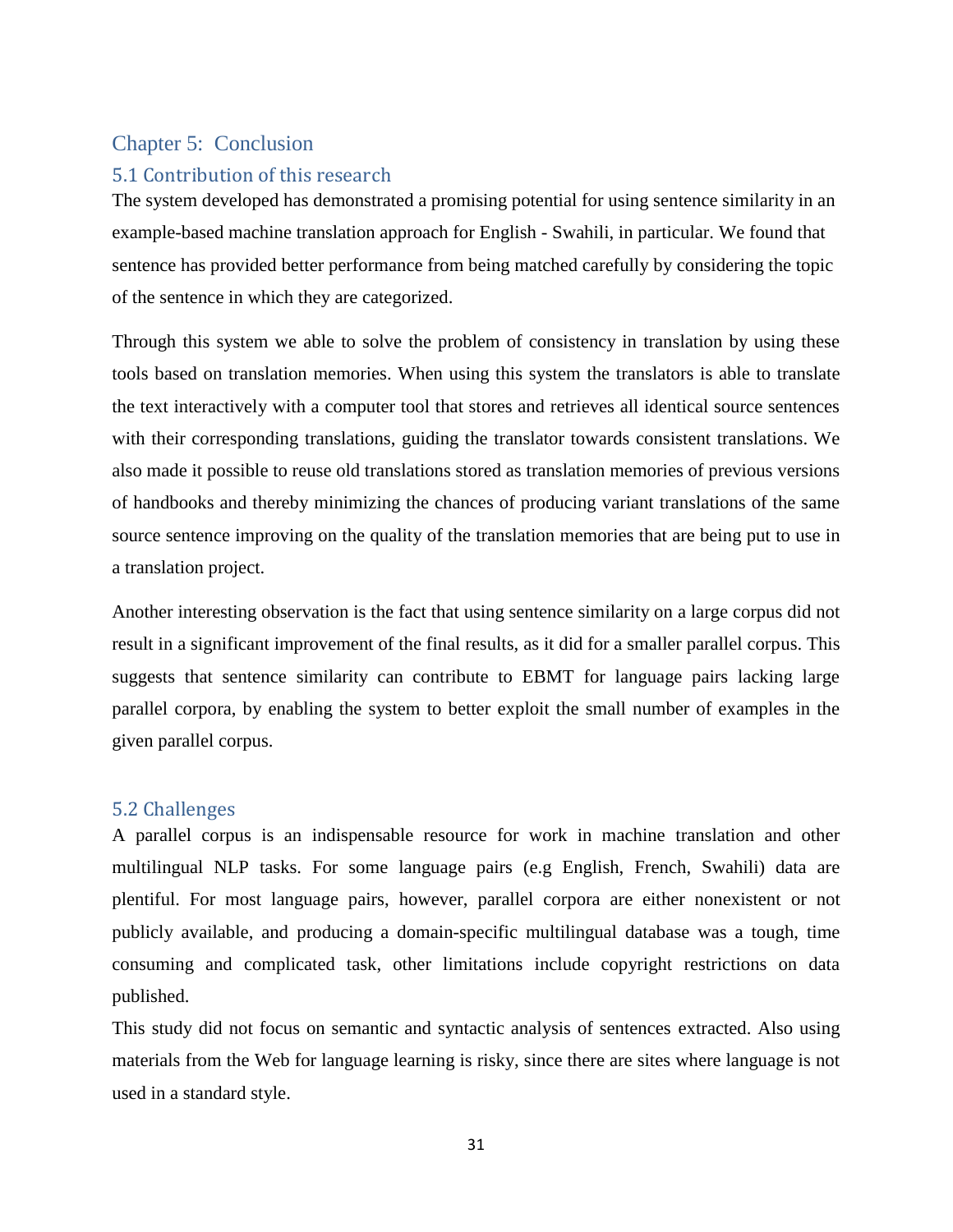# Chapter 5: Conclusion

## 5.1 Contribution of this research

The system developed has demonstrated a promising potential for using sentence similarity in an example-based machine translation approach for English - Swahili, in particular. We found that sentence has provided better performance from being matched carefully by considering the topic of the sentence in which they are categorized.

Through this system we able to solve the problem of consistency in translation by using these tools based on translation memories. When using this system the translators is able to translate the text interactively with a computer tool that stores and retrieves all identical source sentences with their corresponding translations, guiding the translator towards consistent translations. We also made it possible to reuse old translations stored as translation memories of previous versions of handbooks and thereby minimizing the chances of producing variant translations of the same source sentence improving on the quality of the translation memories that are being put to use in a translation project.

Another interesting observation is the fact that using sentence similarity on a large corpus did not result in a significant improvement of the final results, as it did for a smaller parallel corpus. This suggests that sentence similarity can contribute to EBMT for language pairs lacking large parallel corpora, by enabling the system to better exploit the small number of examples in the given parallel corpus.

## 5.2 Challenges

A parallel corpus is an indispensable resource for work in machine translation and other multilingual NLP tasks. For some language pairs (e.g English, French, Swahili) data are plentiful. For most language pairs, however, parallel corpora are either nonexistent or not publicly available, and producing a domain-specific multilingual database was a tough, time consuming and complicated task, other limitations include copyright restrictions on data published.

This study did not focus on semantic and syntactic analysis of sentences extracted. Also using materials from the Web for language learning is risky, since there are sites where language is not used in a standard style.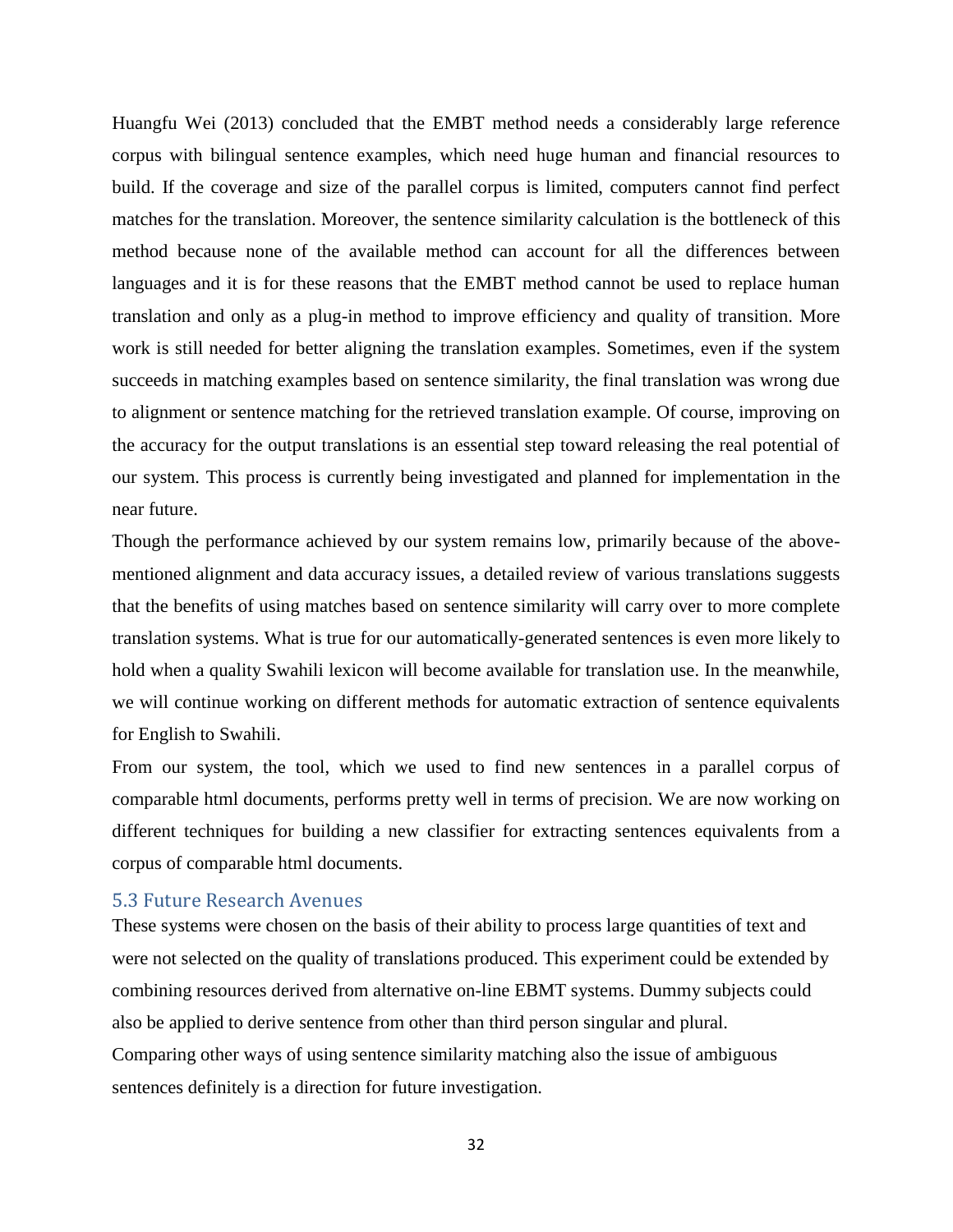Huangfu Wei (2013) concluded that the EMBT method needs a considerably large reference corpus with bilingual sentence examples, which need huge human and financial resources to build. If the coverage and size of the parallel corpus is limited, computers cannot find perfect matches for the translation. Moreover, the sentence similarity calculation is the bottleneck of this method because none of the available method can account for all the differences between languages and it is for these reasons that the EMBT method cannot be used to replace human translation and only as a plug-in method to improve efficiency and quality of transition. More work is still needed for better aligning the translation examples. Sometimes, even if the system succeeds in matching examples based on sentence similarity, the final translation was wrong due to alignment or sentence matching for the retrieved translation example. Of course, improving on the accuracy for the output translations is an essential step toward releasing the real potential of our system. This process is currently being investigated and planned for implementation in the near future.

Though the performance achieved by our system remains low, primarily because of the above-mentioned alignment and data accuracy issues, a detailed review of various translations suggests that the benefits of using matches based on sentence similarity will carry over to more complete translation systems. What is true for our automatically-generated sentences is even more likely to hold when a quality Swahili lexicon will become available for translation use. In the meanwhile, we will continue working on different methods for automatic extraction of sentence equivalents for English to Swahili.

From our system, the tool, which we used to find new sentences in a parallel corpus of comparable html documents, performs pretty well in terms of precision. We are now working on different techniques for building a new classifier for extracting sentences equivalents from a corpus of comparable html documents.

## 5.3 Future Research Avenues

These systems were chosen on the basis of their ability to process large quantities of text and were not selected on the quality of translations produced. This experiment could be extended by combining resources derived from alternative on-line EBMT systems. Dummy subjects could also be applied to derive sentence from other than third person singular and plural.

Comparing other ways of using sentence similarity matching also the issue of ambiguous sentences definitely is a direction for future investigation.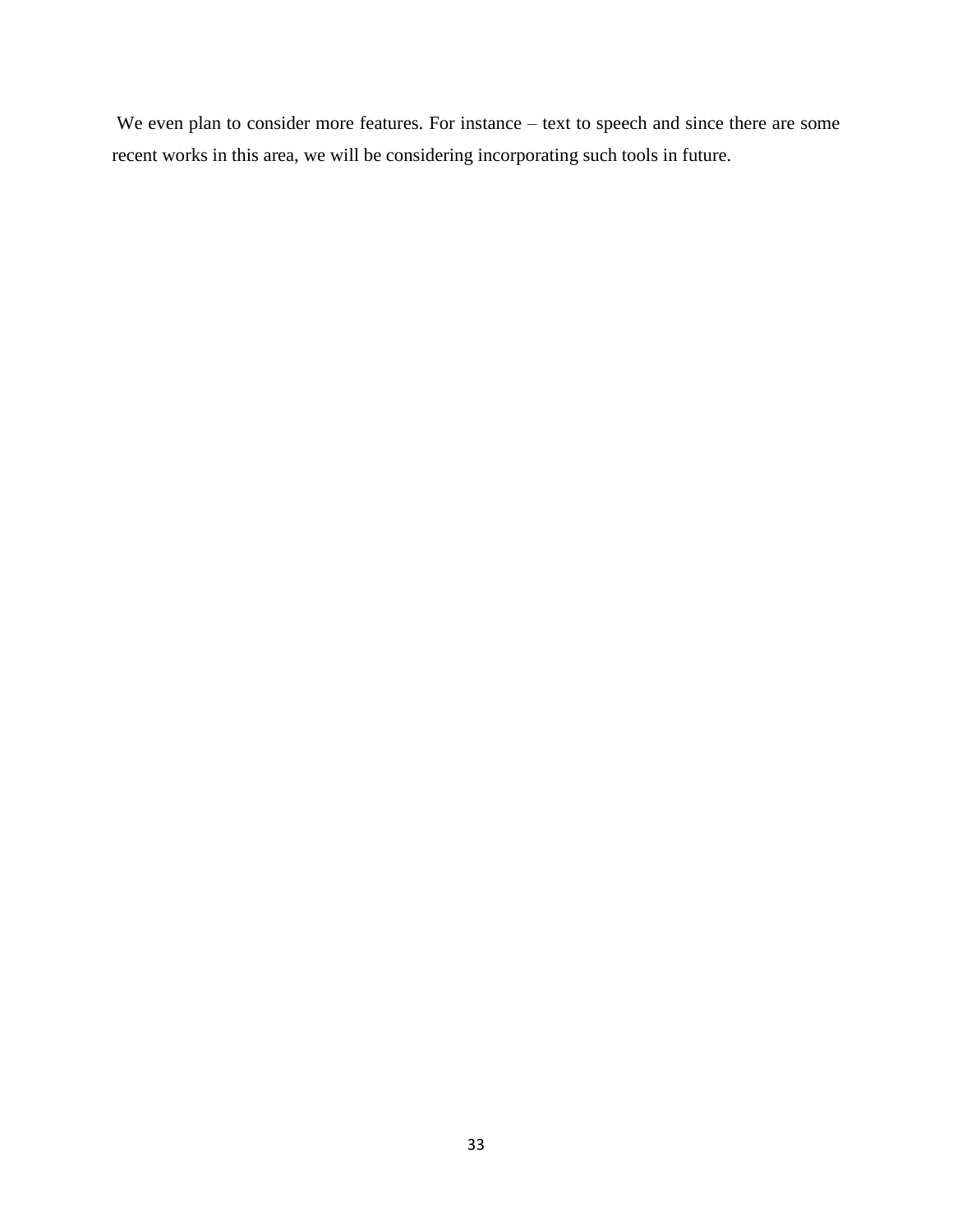We even plan to consider more features. For instance – text to speech and since there are some recent works in this area, we will be considering incorporating such tools in future.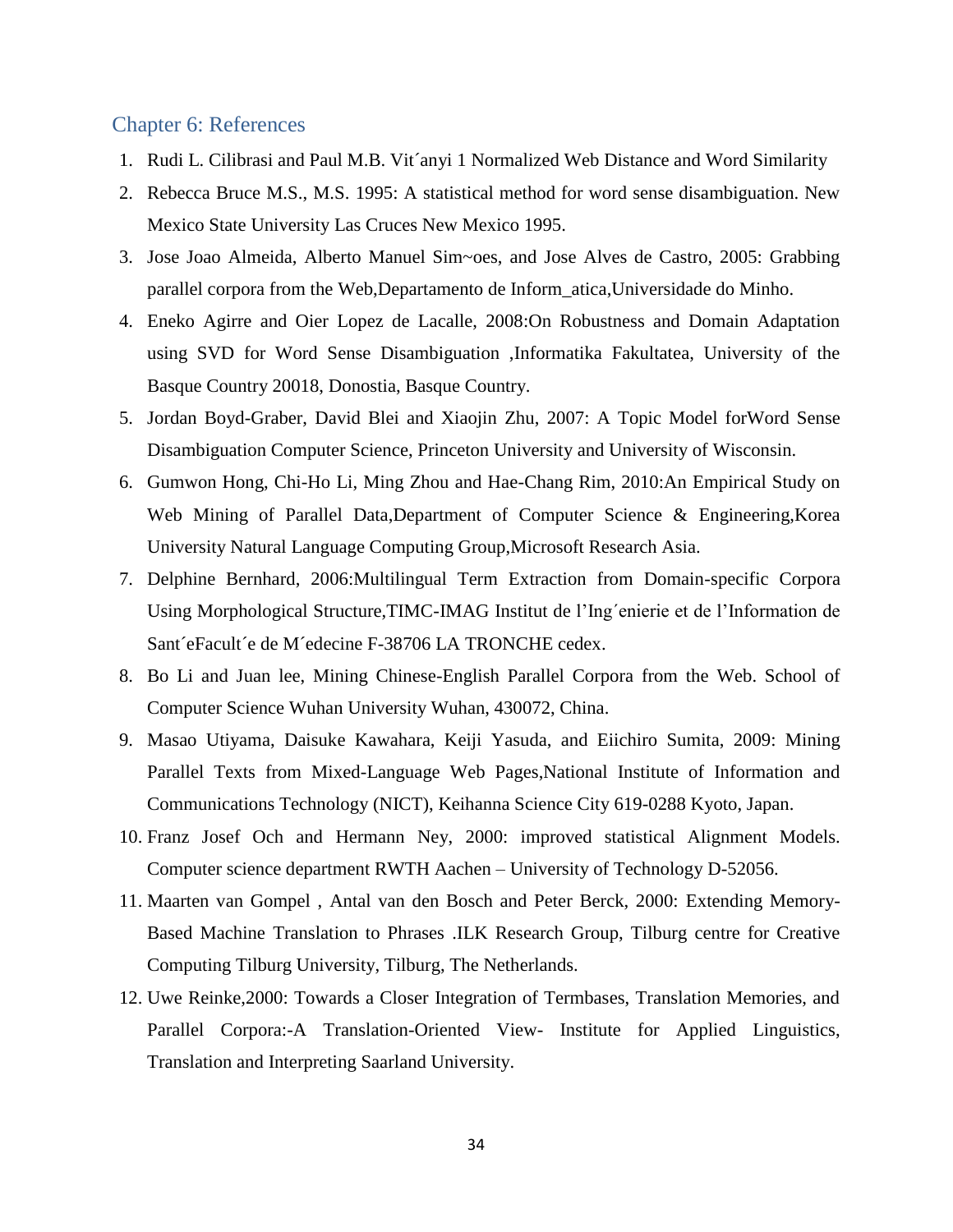## Chapter 6: References

1. Rudi L. Cilibrasi and Paul M.B. Vit´anyi 1 Normalized Web Distance and Word Similarity
2. Rebecca Bruce M.S., M.S. 1995: A statistical method for word sense disambiguation. New Mexico State University Las Cruces New Mexico 1995.
3. Jose Joao Almeida, Alberto Manuel Sim~oes, and Jose Alves de Castro, 2005: Grabbing parallel corpora from the Web,Departamento de Inform_atica,Universidade do Minho.
4. Eneko Agirre and Oier Lopez de Lacalle, 2008:On Robustness and Domain Adaptation using SVD for Word Sense Disambiguation ,Informatika Fakultatea, University of the Basque Country 20018, Donostia, Basque Country.
5. Jordan Boyd-Graber, David Blei and Xiaojin Zhu, 2007: A Topic Model forWord Sense Disambiguation Computer Science, Princeton University and University of Wisconsin.
6. Gumwon Hong, Chi-Ho Li, Ming Zhou and Hae-Chang Rim, 2010:An Empirical Study on Web Mining of Parallel Data,Department of Computer Science & Engineering,Korea University Natural Language Computing Group,Microsoft Research Asia.
7. Delphine Bernhard, 2006:Multilingual Term Extraction from Domain-specific Corpora Using Morphological Structure,TIMC-IMAG Institut de l'Ing´enierie et de l'Information de Sant´eFacult´e de M´edecine F-38706 LA TRONCHE cedex.
8. Bo Li and Juan lee, Mining Chinese-English Parallel Corpora from the Web. School of Computer Science Wuhan University Wuhan, 430072, China.
9. Masao Utiyama, Daisuke Kawahara, Keiji Yasuda, and Eiichiro Sumita, 2009: Mining Parallel Texts from Mixed-Language Web Pages,National Institute of Information and Communications Technology (NICT), Keihanna Science City 619-0288 Kyoto, Japan.
10. Franz Josef Och and Hermann Ney, 2000: improved statistical Alignment Models. Computer science department RWTH Aachen – University of Technology D-52056.
11. Maarten van Gompel , Antal van den Bosch and Peter Berck, 2000: Extending Memory-Based Machine Translation to Phrases .ILK Research Group, Tilburg centre for Creative Computing Tilburg University, Tilburg, The Netherlands.
12. Uwe Reinke,2000: Towards a Closer Integration of Termbases, Translation Memories, and Parallel Corpora:-A Translation-Oriented View- Institute for Applied Linguistics, Translation and Interpreting Saarland University.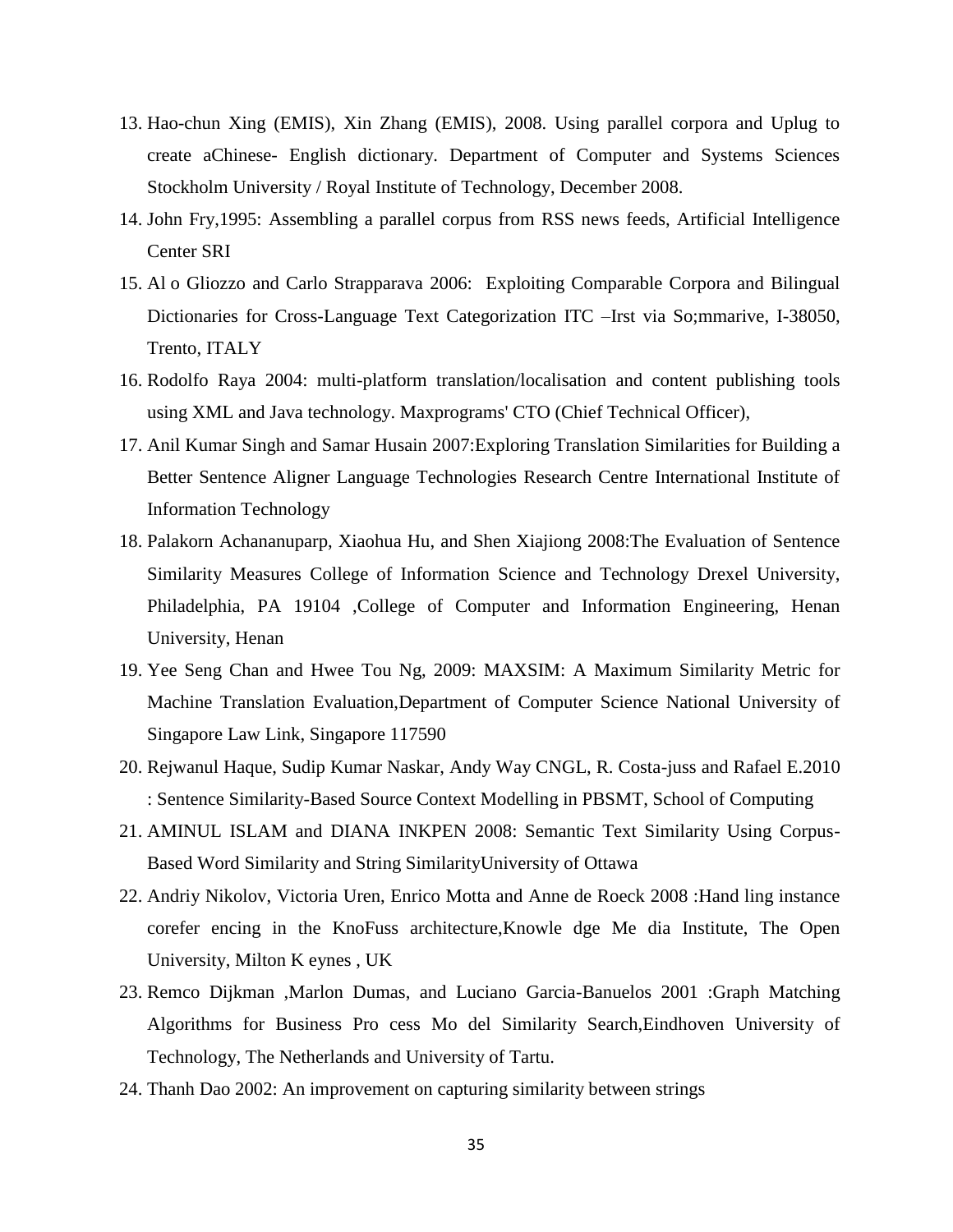13. Hao-chun Xing (EMIS), Xin Zhang (EMIS), 2008. Using parallel corpora and Uplug to create aChinese- English dictionary. Department of Computer and Systems Sciences Stockholm University / Royal Institute of Technology, December 2008.
14. John Fry,1995: Assembling a parallel corpus from RSS news feeds, Artificial Intelligence Center SRI
15. Al o Gliozzo and Carlo Strapparava 2006: Exploiting Comparable Corpora and Bilingual Dictionaries for Cross-Language Text Categorization ITC –Irst via So;mmarive, I-38050, Trento, ITALY
16. Rodolfo Raya 2004: multi-platform translation/localisation and content publishing tools using XML and Java technology. Maxprograms' CTO (Chief Technical Officer),
17. Anil Kumar Singh and Samar Husain 2007:Exploring Translation Similarities for Building a Better Sentence Aligner Language Technologies Research Centre International Institute of Information Technology
18. Palakorn Achananuparp, Xiaohua Hu, and Shen Xiajiong 2008:The Evaluation of Sentence Similarity Measures College of Information Science and Technology Drexel University, Philadelphia, PA 19104 ,College of Computer and Information Engineering, Henan University, Henan
19. Yee Seng Chan and Hwee Tou Ng, 2009: MAXSIM: A Maximum Similarity Metric for Machine Translation Evaluation,Department of Computer Science National University of Singapore Law Link, Singapore 117590
20. Rejwanul Haque, Sudip Kumar Naskar, Andy Way CNGL, R. Costa-juss and Rafael E.2010 : Sentence Similarity-Based Source Context Modelling in PBSMT, School of Computing
21. AMINUL ISLAM and DIANA INKPEN 2008: Semantic Text Similarity Using Corpus-Based Word Similarity and String SimilarityUniversity of Ottawa
22. Andriy Nikolov, Victoria Uren, Enrico Motta and Anne de Roeck 2008 :Hand ling instance corefer encing in the KnoFuss architecture,Knowle dge Me dia Institute, The Open University, Milton K eynes , UK
23. Remco Dijkman ,Marlon Dumas, and Luciano Garcia-Banuelos 2001 :Graph Matching Algorithms for Business Pro cess Mo del Similarity Search,Eindhoven University of Technology, The Netherlands and University of Tartu.
24. Thanh Dao 2002: An improvement on capturing similarity between strings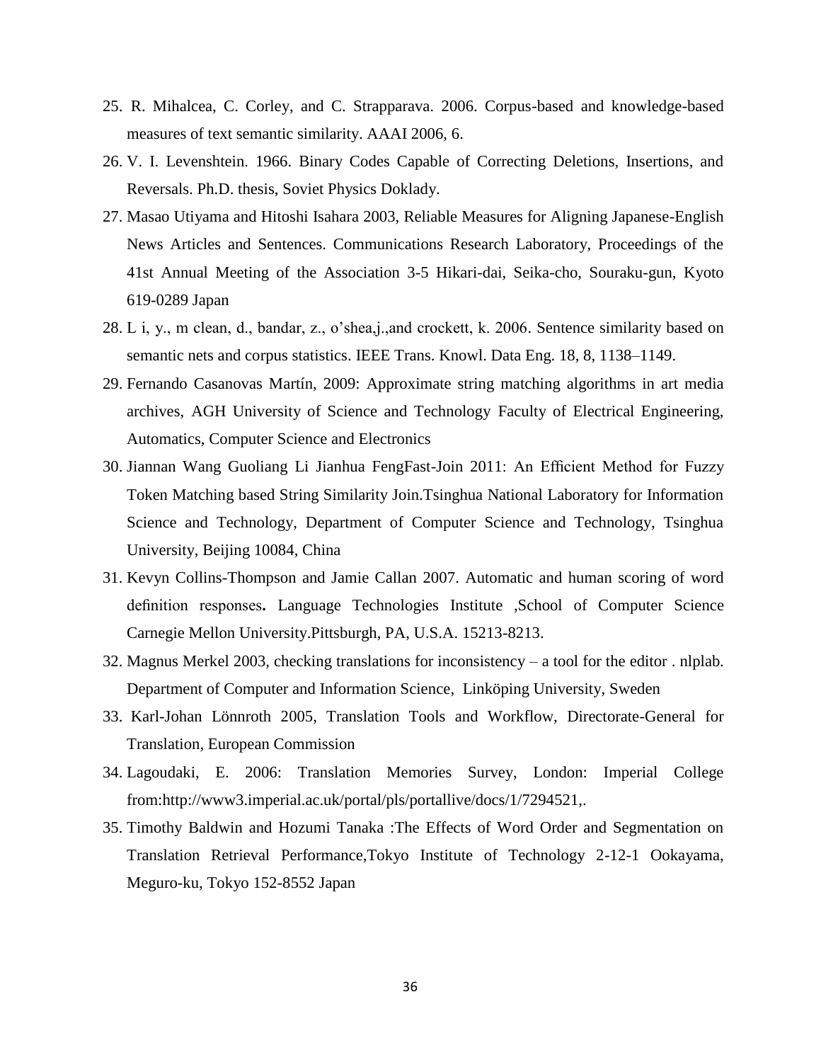25. R. Mihalcea, C. Corley, and C. Strapparava. 2006. Corpus-based and knowledge-based measures of text semantic similarity. AAAI 2006, 6.
26. V. I. Levenshtein. 1966. Binary Codes Capable of Correcting Deletions, Insertions, and Reversals. Ph.D. thesis, Soviet Physics Doklady.
27. Masao Utiyama and Hitoshi Isahara 2003, Reliable Measures for Aligning Japanese-English News Articles and Sentences. Communications Research Laboratory, Proceedings of the 41st Annual Meeting of the Association 3-5 Hikari-dai, Seika-cho, Souraku-gun, Kyoto 619-0289 Japan
28. L i, y., m clean, d., bandar, z., o'shea,j.,and crockett, k. 2006. Sentence similarity based on semantic nets and corpus statistics. IEEE Trans. Knowl. Data Eng. 18, 8, 1138–1149.
29. Fernando Casanovas Martín, 2009: Approximate string matching algorithms in art media archives, AGH University of Science and Technology Faculty of Electrical Engineering, Automatics, Computer Science and Electronics
30. Jiannan Wang Guoliang Li Jianhua FengFast-Join 2011: An Efficient Method for Fuzzy Token Matching based String Similarity Join.Tsinghua National Laboratory for Information Science and Technology, Department of Computer Science and Technology, Tsinghua University, Beijing 10084, China
31. Kevyn Collins-Thompson and Jamie Callan 2007. Automatic and human scoring of word definition responses**.** Language Technologies Institute ,School of Computer Science Carnegie Mellon University.Pittsburgh, PA, U.S.A. 15213-8213.
32. Magnus Merkel 2003, checking translations for inconsistency – a tool for the editor . nlplab. Department of Computer and Information Science, Linköping University, Sweden
33. Karl-Johan Lönnroth 2005, Translation Tools and Workflow, Directorate-General for Translation, European Commission
34. Lagoudaki, E. 2006: Translation Memories Survey, London: Imperial College from:http://www3.imperial.ac.uk/portal/pls/portallive/docs/1/7294521,.
35. Timothy Baldwin and Hozumi Tanaka :The Effects of Word Order and Segmentation on Translation Retrieval Performance,Tokyo Institute of Technology 2-12-1 Ookayama, Meguro-ku, Tokyo 152-8552 Japan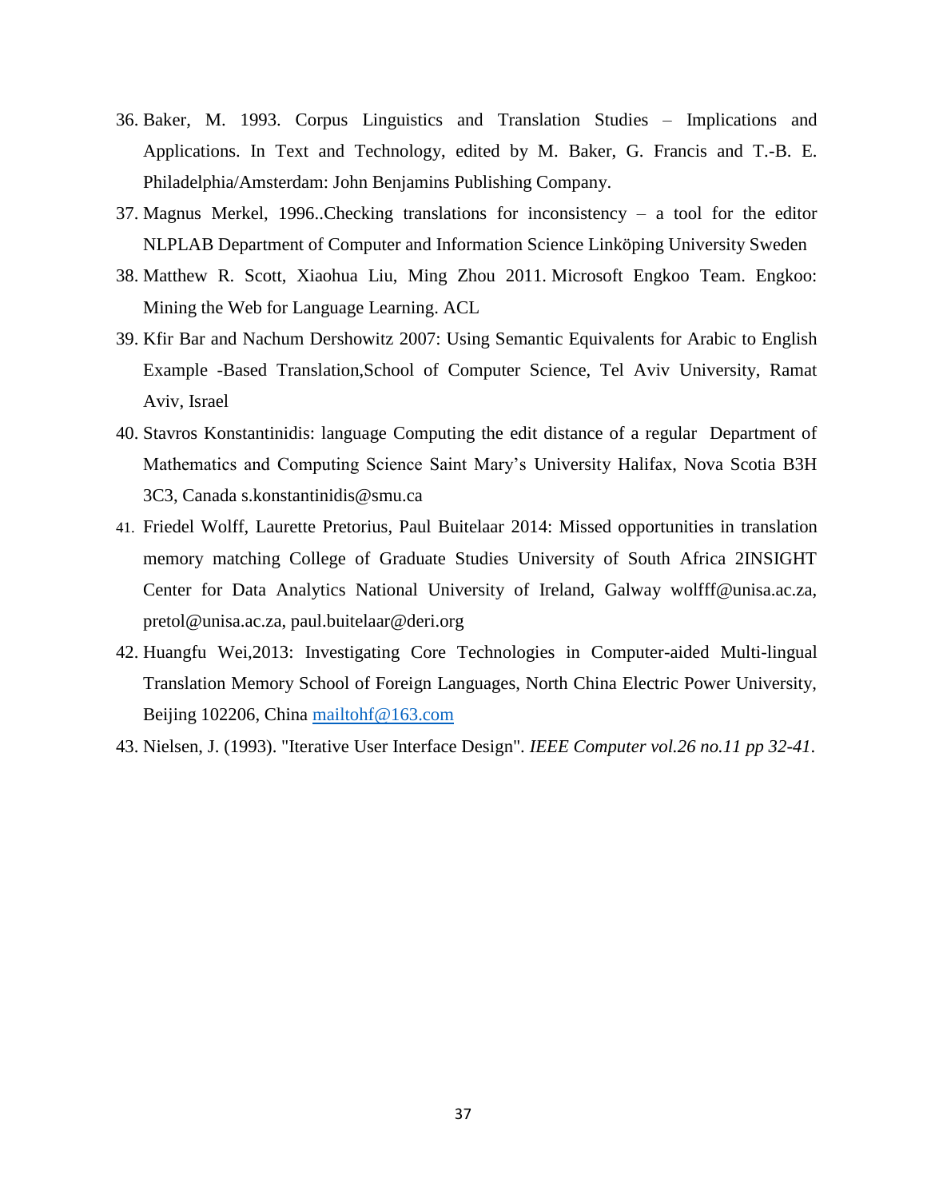36. Baker, M. 1993. Corpus Linguistics and Translation Studies – Implications and Applications. In Text and Technology, edited by M. Baker, G. Francis and T.-B. E. Philadelphia/Amsterdam: John Benjamins Publishing Company.
37. Magnus Merkel, 1996..Checking translations for inconsistency – a tool for the editor NLPLAB Department of Computer and Information Science Linköping University Sweden
38. Matthew R. Scott, Xiaohua Liu, Ming Zhou 2011. Microsoft Engkoo Team. Engkoo: Mining the Web for Language Learning. ACL
39. Kfir Bar and Nachum Dershowitz 2007: Using Semantic Equivalents for Arabic to English Example -Based Translation,School of Computer Science, Tel Aviv University, Ramat Aviv, Israel
40. Stavros Konstantinidis: language Computing the edit distance of a regular Department of Mathematics and Computing Science Saint Mary's University Halifax, Nova Scotia B3H 3C3, Canada s.konstantinidis@smu.ca
41. Friedel Wolff, Laurette Pretorius, Paul Buitelaar 2014: Missed opportunities in translation memory matching College of Graduate Studies University of South Africa 2INSIGHT Center for Data Analytics National University of Ireland, Galway wolfff@unisa.ac.za, pretol@unisa.ac.za, paul.buitelaar@deri.org
42. Huangfu Wei,2013: Investigating Core Technologies in Computer-aided Multi-lingual Translation Memory School of Foreign Languages, North China Electric Power University, Beijing 102206, China mailtohf@163.com
43. Nielsen, J. (1993). "Iterative User Interface Design". *IEEE Computer vol.26 no.11 pp 32-41*.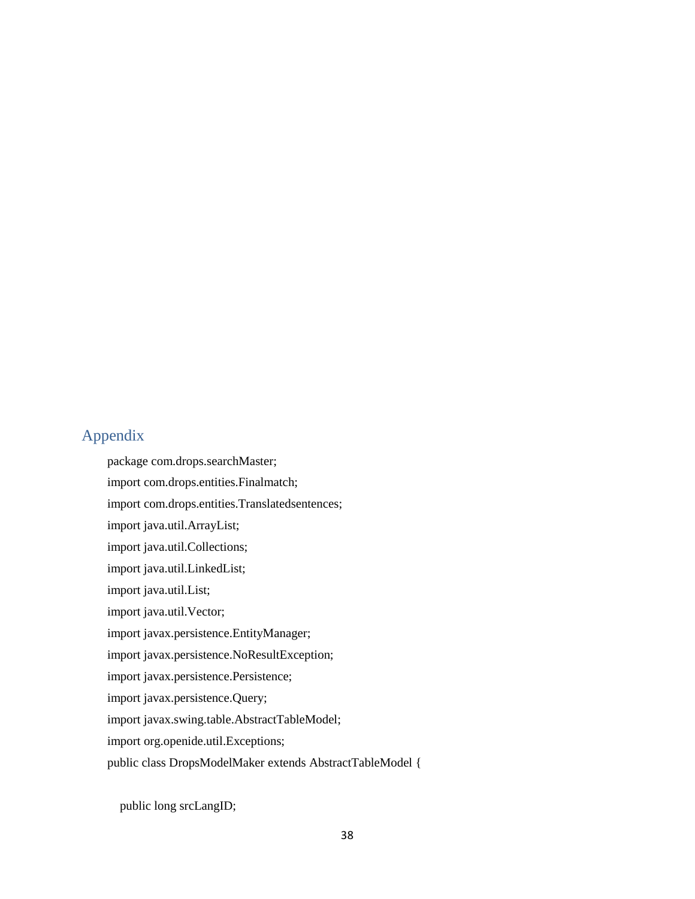# Appendix

```
package com.drops.searchMaster;
import com.drops.entities.Finalmatch;
import com.drops.entities.Translatedsentences;
import java.util.ArrayList;
import java.util.Collections;
import java.util.LinkedList;
import java.util.List;
import java.util.Vector;
import javax.persistence.EntityManager;
import javax.persistence.NoResultException;
import javax.persistence.Persistence;
import javax.persistence.Query;
import javax.swing.table.AbstractTableModel;
import org.openide.util.Exceptions;
public class DropsModelMaker extends AbstractTableModel {

    public long srcLangID;
```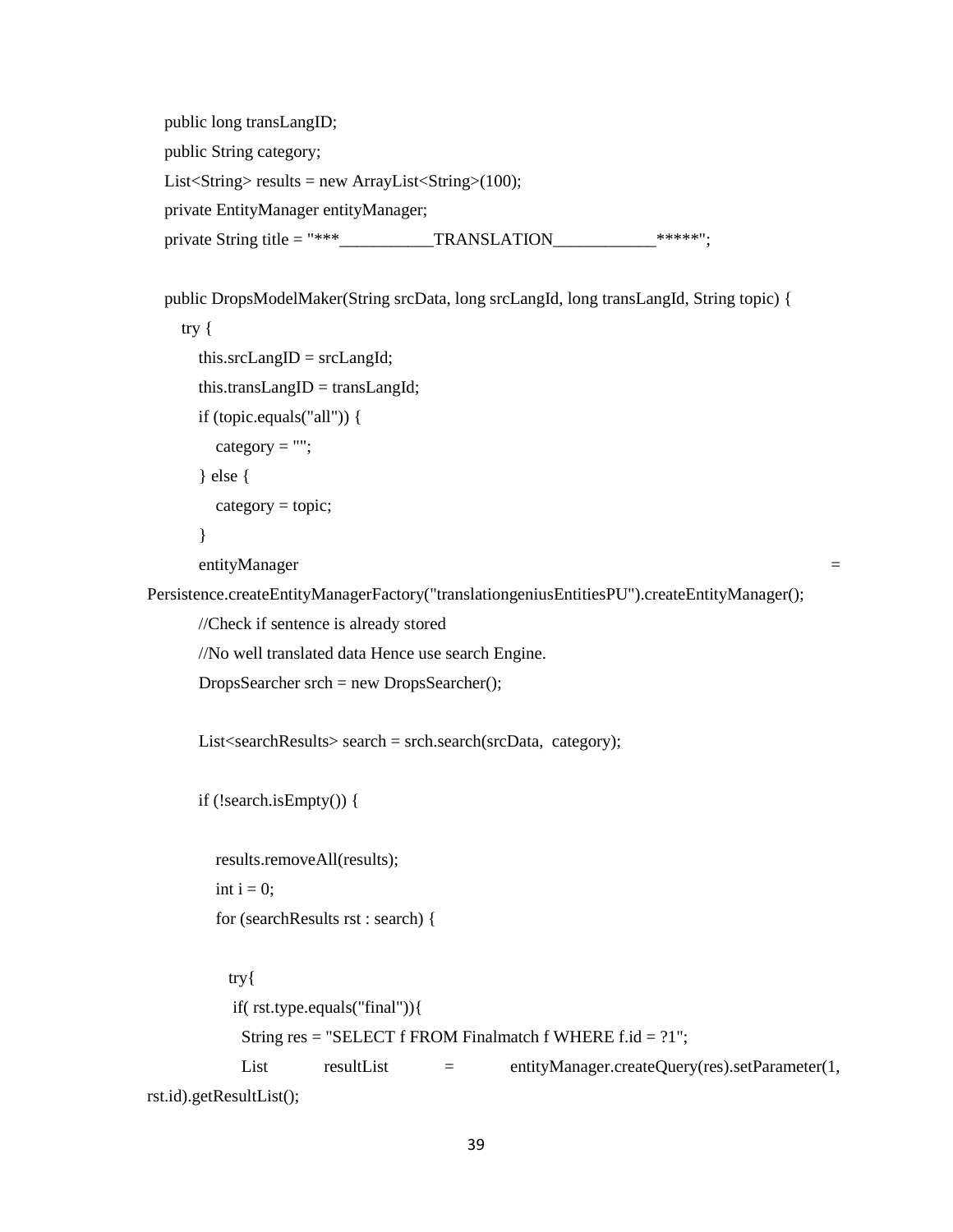```java
    public long transLangID;
    public String category;
    List<String> results = new ArrayList<String>(100);
    private EntityManager entityManager;
    private String title = "***___________TRANSLATION____________*****";

    public DropsModelMaker(String srcData, long srcLangId, long transLangId, String topic) {
        try {
            this.srcLangID = srcLangId;
            this.transLangID = transLangId;
            if (topic.equals("all")) {
                category = "";
            } else {
                category = topic;
            }
            entityManager = Persistence.createEntityManagerFactory("translationgeniusEntitiesPU").createEntityManager();
            //Check if sentence is already stored
            //No well translated data Hence use search Engine.
            DropsSearcher srch = new DropsSearcher();

            List<searchResults> search = srch.search(srcData,  category);

            if (!search.isEmpty()) {

                results.removeAll(results);
                int i = 0;
                for (searchResults rst : search) {

                   try{
                    if( rst.type.equals("final")){
                      String res = "SELECT f FROM Finalmatch f WHERE f.id = ?1";
                      List resultList = entityManager.createQuery(res).setParameter(1, rst.id).getResultList();
```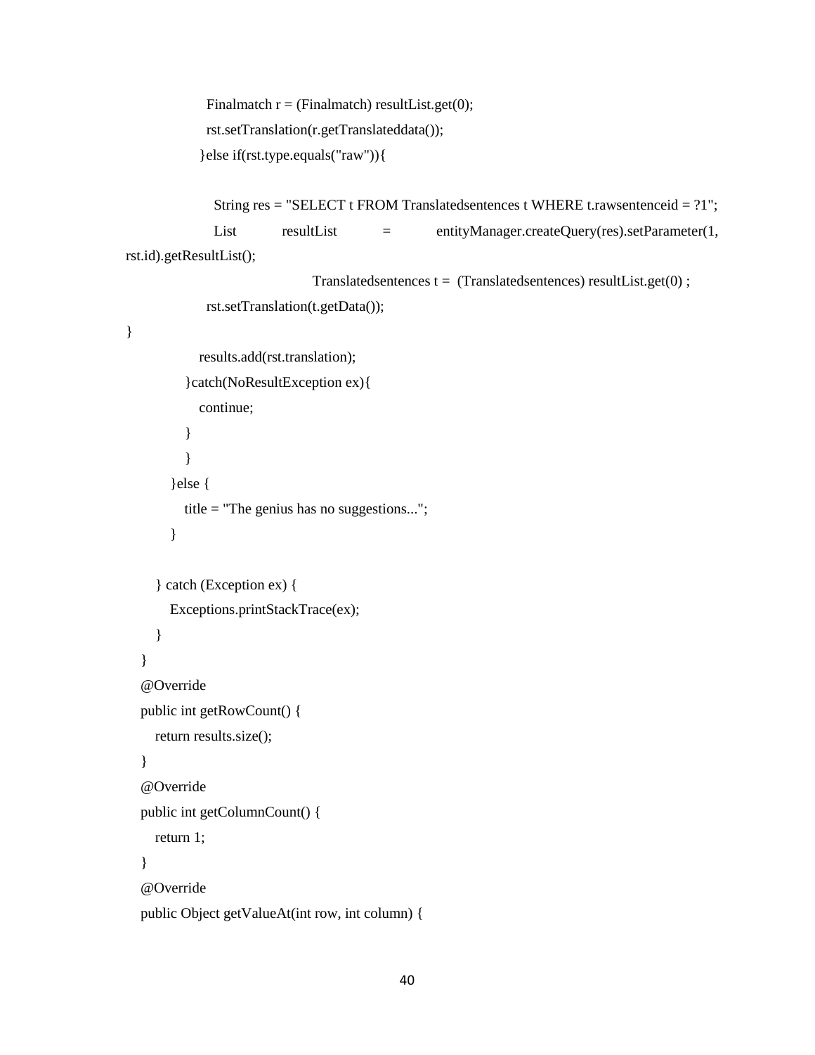```java
                    Finalmatch r = (Finalmatch) resultList.get(0);
                    rst.setTranslation(r.getTranslateddata());
                }else if(rst.type.equals("raw")){

                    String res = "SELECT t FROM Translatedsentences t WHERE t.rawsentenceid = ?1";
                    List resultList = entityManager.createQuery(res).setParameter(1, rst.id).getResultList();
                    Translatedsentences t =  (Translatedsentences) resultList.get(0) ;
                    rst.setTranslation(t.getData());
}
                results.add(rst.translation);
            }catch(NoResultException ex){
                continue;
            }
            }
        }else {
            title = "The genius has no suggestions...";
        }

    } catch (Exception ex) {
        Exceptions.printStackTrace(ex);
    }
  }
  @Override
  public int getRowCount() {
    return results.size();
  }
  @Override
  public int getColumnCount() {
    return 1;
  }
  @Override
  public Object getValueAt(int row, int column) {
```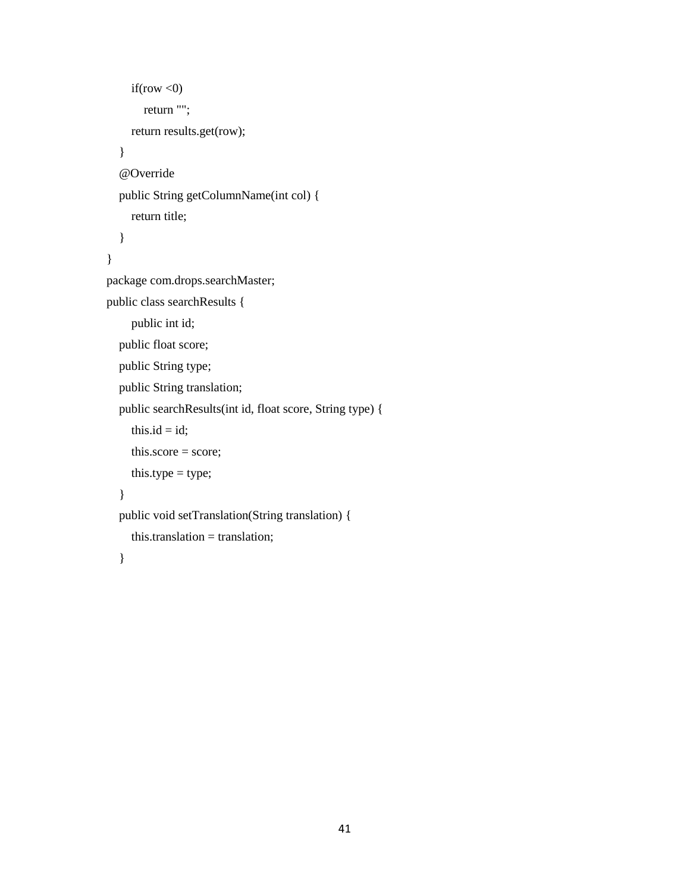```
        if(row <0)
            return "";
        return results.get(row);
    }
    @Override
    public String getColumnName(int col) {
        return title;
    }
}
package com.drops.searchMaster;
public class searchResults {
        public int id;
    public float score;
    public String type;
    public String translation;
    public searchResults(int id, float score, String type) {
        this.id = id;
        this.score = score;
        this.type = type;
    }
    public void setTranslation(String translation) {
        this.translation = translation;
    }
```